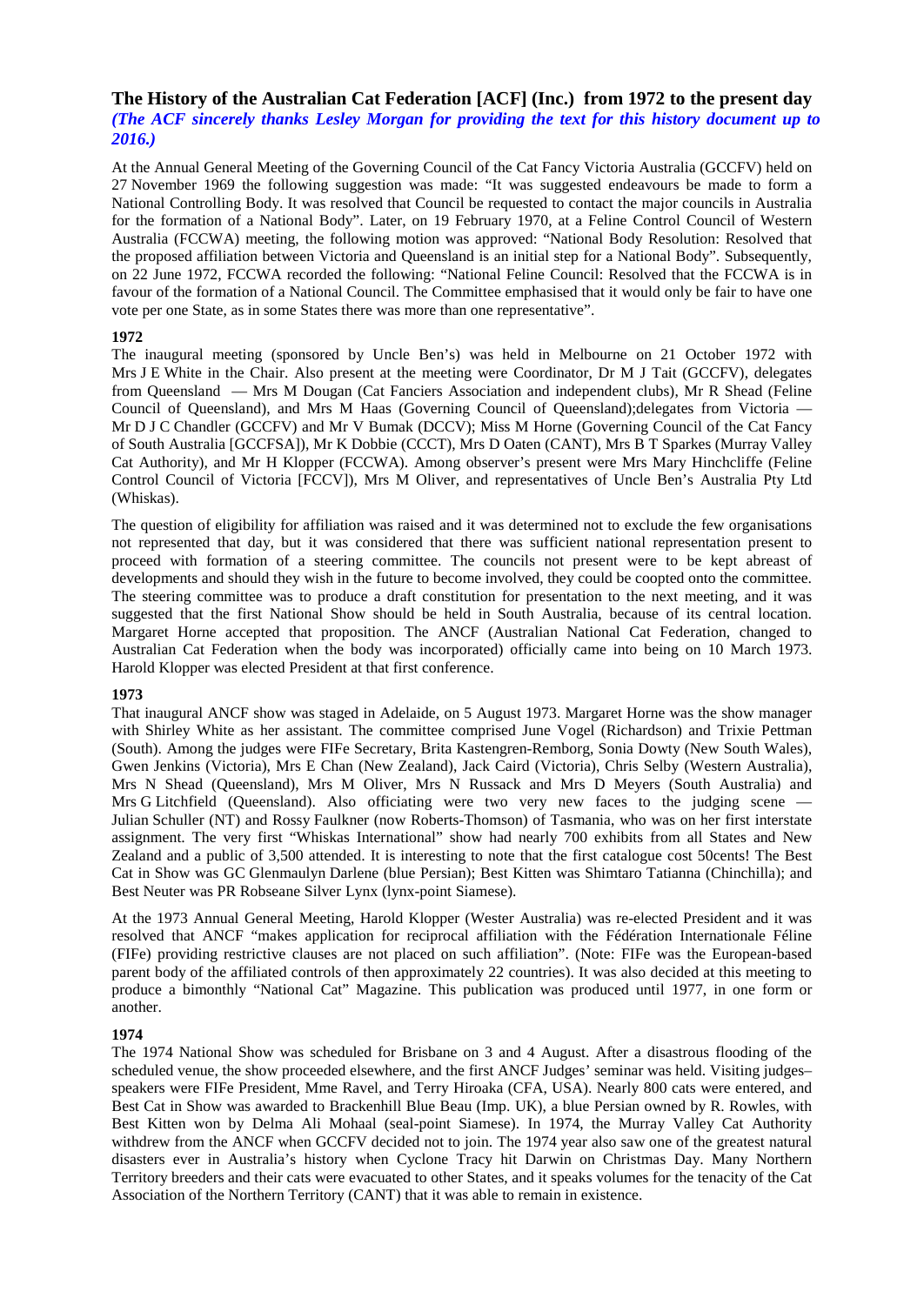# The History of the Australian Cat Federation [ACF] (Inc.) from 1972 to the present day

***(The ACF sincerely thanks Lesley Morgan for providing the text for this history document up to 2016.)***

At the Annual General Meeting of the Governing Council of the Cat Fancy Victoria Australia (GCCFV) held on 27 November 1969 the following suggestion was made: "It was suggested endeavours be made to form a National Controlling Body. It was resolved that Council be requested to contact the major councils in Australia for the formation of a National Body". Later, on 19 February 1970, at a Feline Control Council of Western Australia (FCCWA) meeting, the following motion was approved: "National Body Resolution: Resolved that the proposed affiliation between Victoria and Queensland is an initial step for a National Body". Subsequently, on 22 June 1972, FCCWA recorded the following: "National Feline Council: Resolved that the FCCWA is in favour of the formation of a National Council. The Committee emphasised that it would only be fair to have one vote per one State, as in some States there was more than one representative".

### 1972

The inaugural meeting (sponsored by Uncle Ben's) was held in Melbourne on 21 October 1972 with Mrs J E White in the Chair. Also present at the meeting were Coordinator, Dr M J Tait (GCCFV), delegates from Queensland — Mrs M Dougan (Cat Fanciers Association and independent clubs), Mr R Shead (Feline Council of Queensland), and Mrs M Haas (Governing Council of Queensland);delegates from Victoria — Mr D J C Chandler (GCCFV) and Mr V Bumak (DCCV); Miss M Horne (Governing Council of the Cat Fancy of South Australia [GCCFSA]), Mr K Dobbie (CCCT), Mrs D Oaten (CANT), Mrs B T Sparkes (Murray Valley Cat Authority), and Mr H Klopper (FCCWA). Among observer's present were Mrs Mary Hinchcliffe (Feline Control Council of Victoria [FCCV]), Mrs M Oliver, and representatives of Uncle Ben's Australia Pty Ltd (Whiskas).

The question of eligibility for affiliation was raised and it was determined not to exclude the few organisations not represented that day, but it was considered that there was sufficient national representation present to proceed with formation of a steering committee. The councils not present were to be kept abreast of developments and should they wish in the future to become involved, they could be coopted onto the committee. The steering committee was to produce a draft constitution for presentation to the next meeting, and it was suggested that the first National Show should be held in South Australia, because of its central location. Margaret Horne accepted that proposition. The ANCF (Australian National Cat Federation, changed to Australian Cat Federation when the body was incorporated) officially came into being on 10 March 1973. Harold Klopper was elected President at that first conference.

### 1973

That inaugural ANCF show was staged in Adelaide, on 5 August 1973. Margaret Horne was the show manager with Shirley White as her assistant. The committee comprised June Vogel (Richardson) and Trixie Pettman (South). Among the judges were FIFe Secretary, Brita Kastengren-Remborg, Sonia Dowty (New South Wales), Gwen Jenkins (Victoria), Mrs E Chan (New Zealand), Jack Caird (Victoria), Chris Selby (Western Australia), Mrs N Shead (Queensland), Mrs M Oliver, Mrs N Russack and Mrs D Meyers (South Australia) and Mrs G Litchfield (Queensland). Also officiating were two very new faces to the judging scene — Julian Schuller (NT) and Rossy Faulkner (now Roberts-Thomson) of Tasmania, who was on her first interstate assignment. The very first "Whiskas International" show had nearly 700 exhibits from all States and New Zealand and a public of 3,500 attended. It is interesting to note that the first catalogue cost 50cents! The Best Cat in Show was GC Glenmaulyn Darlene (blue Persian); Best Kitten was Shimtaro Tatianna (Chinchilla); and Best Neuter was PR Robseane Silver Lynx (lynx-point Siamese).

At the 1973 Annual General Meeting, Harold Klopper (Wester Australia) was re-elected President and it was resolved that ANCF "makes application for reciprocal affiliation with the Fédération Internationale Féline (FIFe) providing restrictive clauses are not placed on such affiliation". (Note: FIFe was the European-based parent body of the affiliated controls of then approximately 22 countries). It was also decided at this meeting to produce a bimonthly "National Cat" Magazine. This publication was produced until 1977, in one form or another.

### 1974

The 1974 National Show was scheduled for Brisbane on 3 and 4 August. After a disastrous flooding of the scheduled venue, the show proceeded elsewhere, and the first ANCF Judges' seminar was held. Visiting judges–speakers were FIFe President, Mme Ravel, and Terry Hiroaka (CFA, USA). Nearly 800 cats were entered, and Best Cat in Show was awarded to Brackenhill Blue Beau (Imp. UK), a blue Persian owned by R. Rowles, with Best Kitten won by Delma Ali Mohaal (seal-point Siamese). In 1974, the Murray Valley Cat Authority withdrew from the ANCF when GCCFV decided not to join. The 1974 year also saw one of the greatest natural disasters ever in Australia's history when Cyclone Tracy hit Darwin on Christmas Day. Many Northern Territory breeders and their cats were evacuated to other States, and it speaks volumes for the tenacity of the Cat Association of the Northern Territory (CANT) that it was able to remain in existence.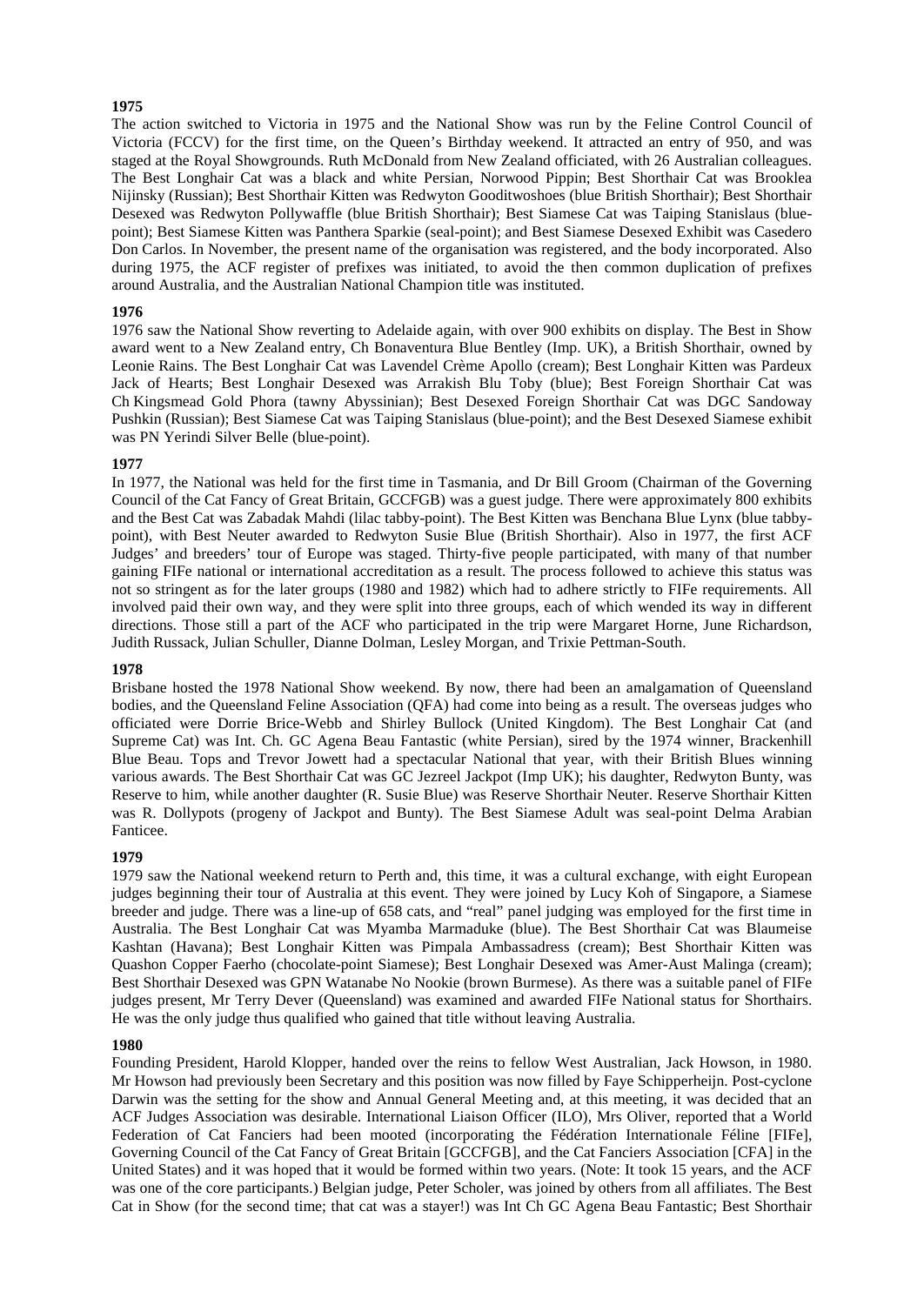**1975**

The action switched to Victoria in 1975 and the National Show was run by the Feline Control Council of Victoria (FCCV) for the first time, on the Queen's Birthday weekend. It attracted an entry of 950, and was staged at the Royal Showgrounds. Ruth McDonald from New Zealand officiated, with 26 Australian colleagues. The Best Longhair Cat was a black and white Persian, Norwood Pippin; Best Shorthair Cat was Brooklea Nijinsky (Russian); Best Shorthair Kitten was Redwyton Gooditwoshoes (blue British Shorthair); Best Shorthair Desexed was Redwyton Pollywaffle (blue British Shorthair); Best Siamese Cat was Taiping Stanislaus (blue-point); Best Siamese Kitten was Panthera Sparkie (seal-point); and Best Siamese Desexed Exhibit was Casedero Don Carlos. In November, the present name of the organisation was registered, and the body incorporated. Also during 1975, the ACF register of prefixes was initiated, to avoid the then common duplication of prefixes around Australia, and the Australian National Champion title was instituted.

**1976**

1976 saw the National Show reverting to Adelaide again, with over 900 exhibits on display. The Best in Show award went to a New Zealand entry, Ch Bonaventura Blue Bentley (Imp. UK), a British Shorthair, owned by Leonie Rains. The Best Longhair Cat was Lavendel Crème Apollo (cream); Best Longhair Kitten was Pardeux Jack of Hearts; Best Longhair Desexed was Arrakish Blu Toby (blue); Best Foreign Shorthair Cat was Ch Kingsmead Gold Phora (tawny Abyssinian); Best Desexed Foreign Shorthair Cat was DGC Sandoway Pushkin (Russian); Best Siamese Cat was Taiping Stanislaus (blue-point); and the Best Desexed Siamese exhibit was PN Yerindi Silver Belle (blue-point).

**1977**

In 1977, the National was held for the first time in Tasmania, and Dr Bill Groom (Chairman of the Governing Council of the Cat Fancy of Great Britain, GCCFGB) was a guest judge. There were approximately 800 exhibits and the Best Cat was Zabadak Mahdi (lilac tabby-point). The Best Kitten was Benchana Blue Lynx (blue tabby-point), with Best Neuter awarded to Redwyton Susie Blue (British Shorthair). Also in 1977, the first ACF Judges' and breeders' tour of Europe was staged. Thirty-five people participated, with many of that number gaining FIFe national or international accreditation as a result. The process followed to achieve this status was not so stringent as for the later groups (1980 and 1982) which had to adhere strictly to FIFe requirements. All involved paid their own way, and they were split into three groups, each of which wended its way in different directions. Those still a part of the ACF who participated in the trip were Margaret Horne, June Richardson, Judith Russack, Julian Schuller, Dianne Dolman, Lesley Morgan, and Trixie Pettman-South.

**1978**

Brisbane hosted the 1978 National Show weekend. By now, there had been an amalgamation of Queensland bodies, and the Queensland Feline Association (QFA) had come into being as a result. The overseas judges who officiated were Dorrie Brice-Webb and Shirley Bullock (United Kingdom). The Best Longhair Cat (and Supreme Cat) was Int. Ch. GC Agena Beau Fantastic (white Persian), sired by the 1974 winner, Brackenhill Blue Beau. Tops and Trevor Jowett had a spectacular National that year, with their British Blues winning various awards. The Best Shorthair Cat was GC Jezreel Jackpot (Imp UK); his daughter, Redwyton Bunty, was Reserve to him, while another daughter (R. Susie Blue) was Reserve Shorthair Neuter. Reserve Shorthair Kitten was R. Dollypots (progeny of Jackpot and Bunty). The Best Siamese Adult was seal-point Delma Arabian Fanticee.

**1979**

1979 saw the National weekend return to Perth and, this time, it was a cultural exchange, with eight European judges beginning their tour of Australia at this event. They were joined by Lucy Koh of Singapore, a Siamese breeder and judge. There was a line-up of 658 cats, and "real" panel judging was employed for the first time in Australia. The Best Longhair Cat was Myamba Marmaduke (blue). The Best Shorthair Cat was Blaumeise Kashtan (Havana); Best Longhair Kitten was Pimpala Ambassadress (cream); Best Shorthair Kitten was Quashon Copper Faerho (chocolate-point Siamese); Best Longhair Desexed was Amer-Aust Malinga (cream); Best Shorthair Desexed was GPN Watanabe No Nookie (brown Burmese). As there was a suitable panel of FIFe judges present, Mr Terry Dever (Queensland) was examined and awarded FIFe National status for Shorthairs. He was the only judge thus qualified who gained that title without leaving Australia.

**1980**

Founding President, Harold Klopper, handed over the reins to fellow West Australian, Jack Howson, in 1980. Mr Howson had previously been Secretary and this position was now filled by Faye Schipperheijn. Post-cyclone Darwin was the setting for the show and Annual General Meeting and, at this meeting, it was decided that an ACF Judges Association was desirable. International Liaison Officer (ILO), Mrs Oliver, reported that a World Federation of Cat Fanciers had been mooted (incorporating the Fédération Internationale Féline [FIFe], Governing Council of the Cat Fancy of Great Britain [GCCFGB], and the Cat Fanciers Association [CFA] in the United States) and it was hoped that it would be formed within two years. (Note: It took 15 years, and the ACF was one of the core participants.) Belgian judge, Peter Scholer, was joined by others from all affiliates. The Best Cat in Show (for the second time; that cat was a stayer!) was Int Ch GC Agena Beau Fantastic; Best Shorthair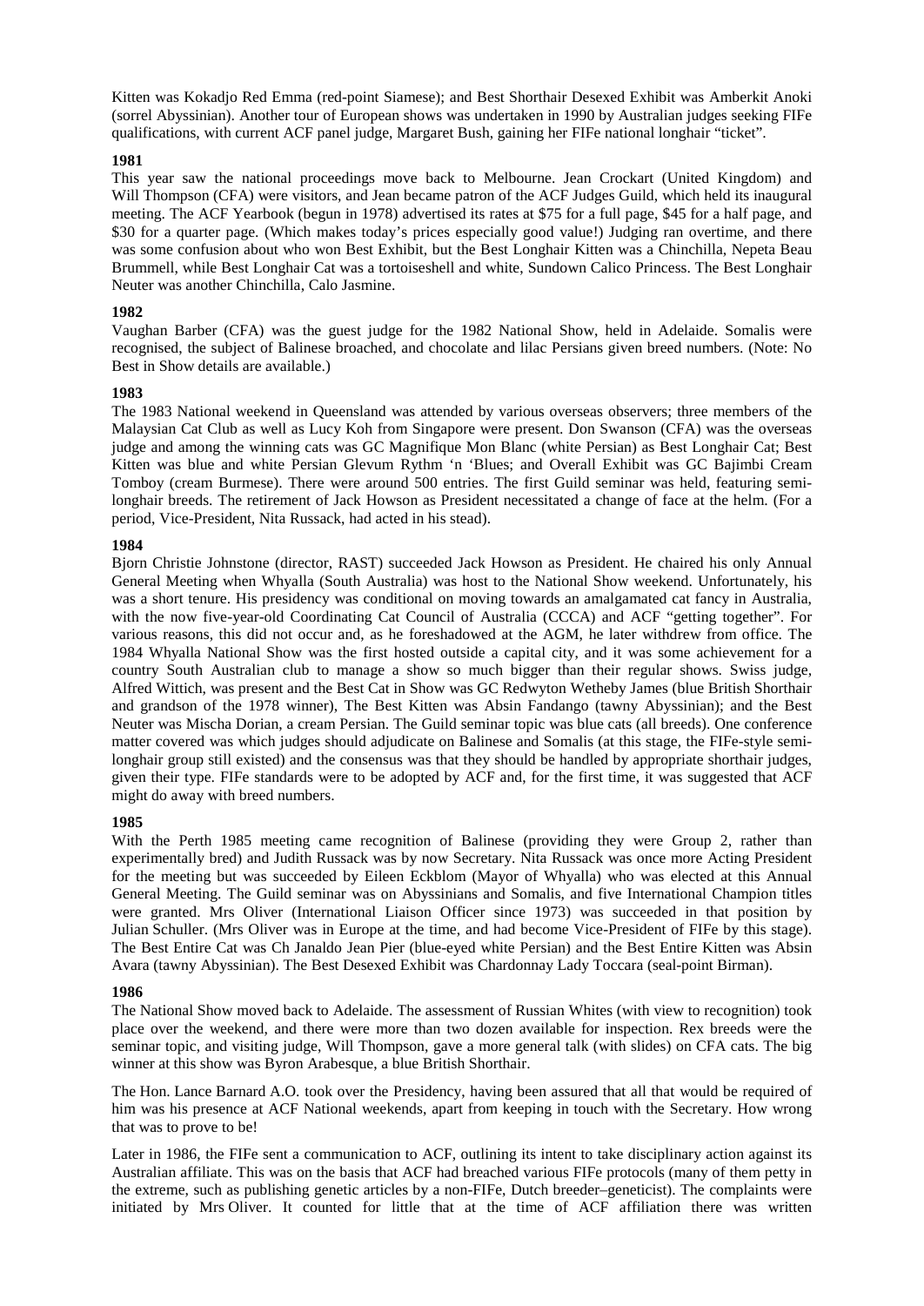Kitten was Kokadjo Red Emma (red-point Siamese); and Best Shorthair Desexed Exhibit was Amberkit Anoki (sorrel Abyssinian). Another tour of European shows was undertaken in 1990 by Australian judges seeking FIFe qualifications, with current ACF panel judge, Margaret Bush, gaining her FIFe national longhair "ticket".

**1981**

This year saw the national proceedings move back to Melbourne. Jean Crockart (United Kingdom) and Will Thompson (CFA) were visitors, and Jean became patron of the ACF Judges Guild, which held its inaugural meeting. The ACF Yearbook (begun in 1978) advertised its rates at $75 for a full page, $45 for a half page, and $30 for a quarter page. (Which makes today's prices especially good value!) Judging ran overtime, and there was some confusion about who won Best Exhibit, but the Best Longhair Kitten was a Chinchilla, Nepeta Beau Brummell, while Best Longhair Cat was a tortoiseshell and white, Sundown Calico Princess. The Best Longhair Neuter was another Chinchilla, Calo Jasmine.

**1982**

Vaughan Barber (CFA) was the guest judge for the 1982 National Show, held in Adelaide. Somalis were recognised, the subject of Balinese broached, and chocolate and lilac Persians given breed numbers. (Note: No Best in Show details are available.)

**1983**

The 1983 National weekend in Queensland was attended by various overseas observers; three members of the Malaysian Cat Club as well as Lucy Koh from Singapore were present. Don Swanson (CFA) was the overseas judge and among the winning cats was GC Magnifique Mon Blanc (white Persian) as Best Longhair Cat; Best Kitten was blue and white Persian Glevum Rythm 'n 'Blues; and Overall Exhibit was GC Bajimbi Cream Tomboy (cream Burmese). There were around 500 entries. The first Guild seminar was held, featuring semi-longhair breeds. The retirement of Jack Howson as President necessitated a change of face at the helm. (For a period, Vice-President, Nita Russack, had acted in his stead).

**1984**

Bjorn Christie Johnstone (director, RAST) succeeded Jack Howson as President. He chaired his only Annual General Meeting when Whyalla (South Australia) was host to the National Show weekend. Unfortunately, his was a short tenure. His presidency was conditional on moving towards an amalgamated cat fancy in Australia, with the now five-year-old Coordinating Cat Council of Australia (CCCA) and ACF "getting together". For various reasons, this did not occur and, as he foreshadowed at the AGM, he later withdrew from office. The 1984 Whyalla National Show was the first hosted outside a capital city, and it was some achievement for a country South Australian club to manage a show so much bigger than their regular shows. Swiss judge, Alfred Wittich, was present and the Best Cat in Show was GC Redwyton Wetheby James (blue British Shorthair and grandson of the 1978 winner), The Best Kitten was Absin Fandango (tawny Abyssinian); and the Best Neuter was Mischa Dorian, a cream Persian. The Guild seminar topic was blue cats (all breeds). One conference matter covered was which judges should adjudicate on Balinese and Somalis (at this stage, the FIFe-style semi-longhair group still existed) and the consensus was that they should be handled by appropriate shorthair judges, given their type. FIFe standards were to be adopted by ACF and, for the first time, it was suggested that ACF might do away with breed numbers.

**1985**

With the Perth 1985 meeting came recognition of Balinese (providing they were Group 2, rather than experimentally bred) and Judith Russack was by now Secretary. Nita Russack was once more Acting President for the meeting but was succeeded by Eileen Eckblom (Mayor of Whyalla) who was elected at this Annual General Meeting. The Guild seminar was on Abyssinians and Somalis, and five International Champion titles were granted. Mrs Oliver (International Liaison Officer since 1973) was succeeded in that position by Julian Schuller. (Mrs Oliver was in Europe at the time, and had become Vice-President of FIFe by this stage). The Best Entire Cat was Ch Janaldo Jean Pier (blue-eyed white Persian) and the Best Entire Kitten was Absin Avara (tawny Abyssinian). The Best Desexed Exhibit was Chardonnay Lady Toccara (seal-point Birman).

**1986**

The National Show moved back to Adelaide. The assessment of Russian Whites (with view to recognition) took place over the weekend, and there were more than two dozen available for inspection. Rex breeds were the seminar topic, and visiting judge, Will Thompson, gave a more general talk (with slides) on CFA cats. The big winner at this show was Byron Arabesque, a blue British Shorthair.

The Hon. Lance Barnard A.O. took over the Presidency, having been assured that all that would be required of him was his presence at ACF National weekends, apart from keeping in touch with the Secretary. How wrong that was to prove to be!

Later in 1986, the FIFe sent a communication to ACF, outlining its intent to take disciplinary action against its Australian affiliate. This was on the basis that ACF had breached various FIFe protocols (many of them petty in the extreme, such as publishing genetic articles by a non-FIFe, Dutch breeder–geneticist). The complaints were initiated by Mrs Oliver. It counted for little that at the time of ACF affiliation there was written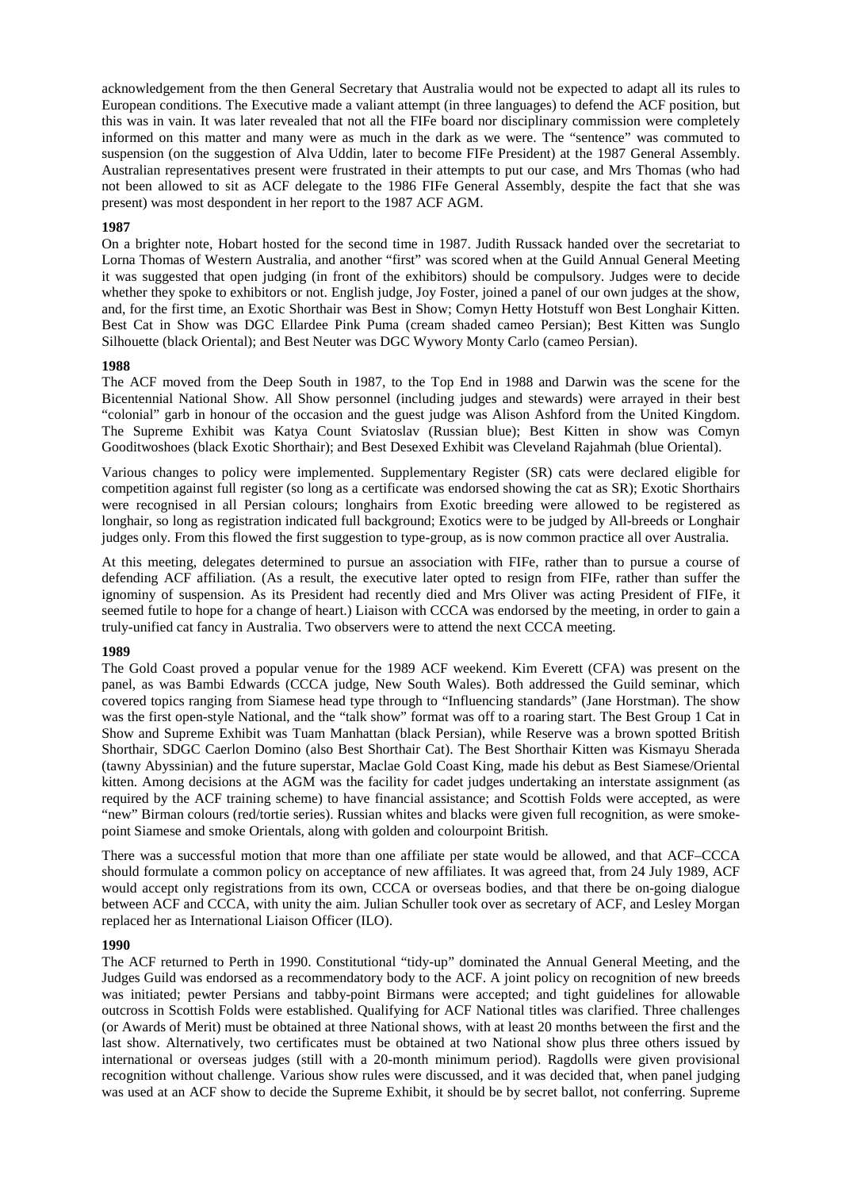acknowledgement from the then General Secretary that Australia would not be expected to adapt all its rules to European conditions. The Executive made a valiant attempt (in three languages) to defend the ACF position, but this was in vain. It was later revealed that not all the FIFe board nor disciplinary commission were completely informed on this matter and many were as much in the dark as we were. The "sentence" was commuted to suspension (on the suggestion of Alva Uddin, later to become FIFe President) at the 1987 General Assembly. Australian representatives present were frustrated in their attempts to put our case, and Mrs Thomas (who had not been allowed to sit as ACF delegate to the 1986 FIFe General Assembly, despite the fact that she was present) was most despondent in her report to the 1987 ACF AGM.

**1987**

On a brighter note, Hobart hosted for the second time in 1987. Judith Russack handed over the secretariat to Lorna Thomas of Western Australia, and another "first" was scored when at the Guild Annual General Meeting it was suggested that open judging (in front of the exhibitors) should be compulsory. Judges were to decide whether they spoke to exhibitors or not. English judge, Joy Foster, joined a panel of our own judges at the show, and, for the first time, an Exotic Shorthair was Best in Show; Comyn Hetty Hotstuff won Best Longhair Kitten. Best Cat in Show was DGC Ellardee Pink Puma (cream shaded cameo Persian); Best Kitten was Sunglo Silhouette (black Oriental); and Best Neuter was DGC Wywory Monty Carlo (cameo Persian).

**1988**

The ACF moved from the Deep South in 1987, to the Top End in 1988 and Darwin was the scene for the Bicentennial National Show. All Show personnel (including judges and stewards) were arrayed in their best "colonial" garb in honour of the occasion and the guest judge was Alison Ashford from the United Kingdom. The Supreme Exhibit was Katya Count Sviatoslav (Russian blue); Best Kitten in show was Comyn Gooditwoshoes (black Exotic Shorthair); and Best Desexed Exhibit was Cleveland Rajahmah (blue Oriental).

Various changes to policy were implemented. Supplementary Register (SR) cats were declared eligible for competition against full register (so long as a certificate was endorsed showing the cat as SR); Exotic Shorthairs were recognised in all Persian colours; longhairs from Exotic breeding were allowed to be registered as longhair, so long as registration indicated full background; Exotics were to be judged by All-breeds or Longhair judges only. From this flowed the first suggestion to type-group, as is now common practice all over Australia.

At this meeting, delegates determined to pursue an association with FIFe, rather than to pursue a course of defending ACF affiliation. (As a result, the executive later opted to resign from FIFe, rather than suffer the ignominy of suspension. As its President had recently died and Mrs Oliver was acting President of FIFe, it seemed futile to hope for a change of heart.) Liaison with CCCA was endorsed by the meeting, in order to gain a truly-unified cat fancy in Australia. Two observers were to attend the next CCCA meeting.

**1989**

The Gold Coast proved a popular venue for the 1989 ACF weekend. Kim Everett (CFA) was present on the panel, as was Bambi Edwards (CCCA judge, New South Wales). Both addressed the Guild seminar, which covered topics ranging from Siamese head type through to "Influencing standards" (Jane Horstman). The show was the first open-style National, and the "talk show" format was off to a roaring start. The Best Group 1 Cat in Show and Supreme Exhibit was Tuam Manhattan (black Persian), while Reserve was a brown spotted British Shorthair, SDGC Caerlon Domino (also Best Shorthair Cat). The Best Shorthair Kitten was Kismayu Sherada (tawny Abyssinian) and the future superstar, Maclae Gold Coast King, made his debut as Best Siamese/Oriental kitten. Among decisions at the AGM was the facility for cadet judges undertaking an interstate assignment (as required by the ACF training scheme) to have financial assistance; and Scottish Folds were accepted, as were "new" Birman colours (red/tortie series). Russian whites and blacks were given full recognition, as were smoke-point Siamese and smoke Orientals, along with golden and colourpoint British.

There was a successful motion that more than one affiliate per state would be allowed, and that ACF–CCCA should formulate a common policy on acceptance of new affiliates. It was agreed that, from 24 July 1989, ACF would accept only registrations from its own, CCCA or overseas bodies, and that there be on-going dialogue between ACF and CCCA, with unity the aim. Julian Schuller took over as secretary of ACF, and Lesley Morgan replaced her as International Liaison Officer (ILO).

**1990**

The ACF returned to Perth in 1990. Constitutional "tidy-up" dominated the Annual General Meeting, and the Judges Guild was endorsed as a recommendatory body to the ACF. A joint policy on recognition of new breeds was initiated; pewter Persians and tabby-point Birmans were accepted; and tight guidelines for allowable outcross in Scottish Folds were established. Qualifying for ACF National titles was clarified. Three challenges (or Awards of Merit) must be obtained at three National shows, with at least 20 months between the first and the last show. Alternatively, two certificates must be obtained at two National show plus three others issued by international or overseas judges (still with a 20-month minimum period). Ragdolls were given provisional recognition without challenge. Various show rules were discussed, and it was decided that, when panel judging was used at an ACF show to decide the Supreme Exhibit, it should be by secret ballot, not conferring. Supreme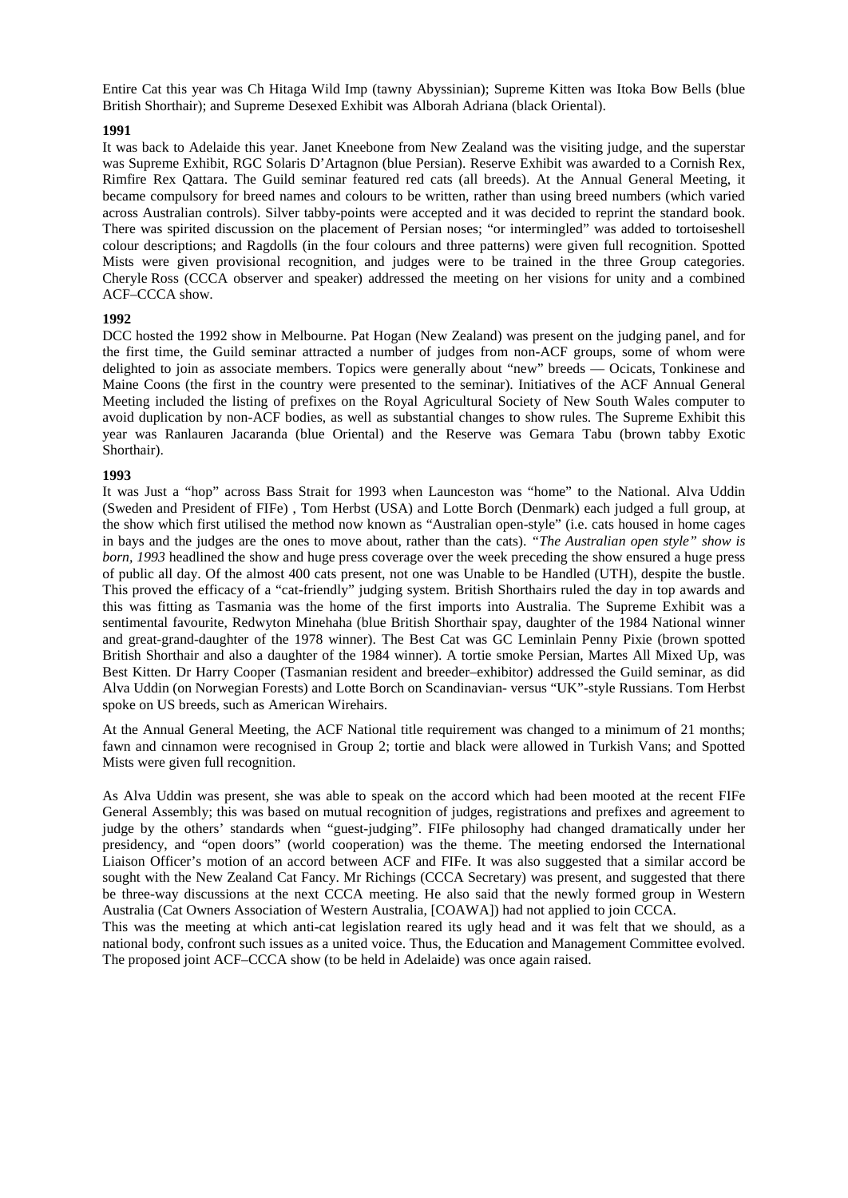Entire Cat this year was Ch Hitaga Wild Imp (tawny Abyssinian); Supreme Kitten was Itoka Bow Bells (blue British Shorthair); and Supreme Desexed Exhibit was Alborah Adriana (black Oriental).

**1991**

It was back to Adelaide this year. Janet Kneebone from New Zealand was the visiting judge, and the superstar was Supreme Exhibit, RGC Solaris D'Artagnon (blue Persian). Reserve Exhibit was awarded to a Cornish Rex, Rimfire Rex Qattara. The Guild seminar featured red cats (all breeds). At the Annual General Meeting, it became compulsory for breed names and colours to be written, rather than using breed numbers (which varied across Australian controls). Silver tabby-points were accepted and it was decided to reprint the standard book. There was spirited discussion on the placement of Persian noses; "or intermingled" was added to tortoiseshell colour descriptions; and Ragdolls (in the four colours and three patterns) were given full recognition. Spotted Mists were given provisional recognition, and judges were to be trained in the three Group categories. Cheryle Ross (CCCA observer and speaker) addressed the meeting on her visions for unity and a combined ACF–CCCA show.

**1992**

DCC hosted the 1992 show in Melbourne. Pat Hogan (New Zealand) was present on the judging panel, and for the first time, the Guild seminar attracted a number of judges from non-ACF groups, some of whom were delighted to join as associate members. Topics were generally about "new" breeds — Ocicats, Tonkinese and Maine Coons (the first in the country were presented to the seminar). Initiatives of the ACF Annual General Meeting included the listing of prefixes on the Royal Agricultural Society of New South Wales computer to avoid duplication by non-ACF bodies, as well as substantial changes to show rules. The Supreme Exhibit this year was Ranlauren Jacaranda (blue Oriental) and the Reserve was Gemara Tabu (brown tabby Exotic Shorthair).

**1993**

It was Just a "hop" across Bass Strait for 1993 when Launceston was "home" to the National. Alva Uddin (Sweden and President of FIFe) , Tom Herbst (USA) and Lotte Borch (Denmark) each judged a full group, at the show which first utilised the method now known as "Australian open-style" (i.e. cats housed in home cages in bays and the judges are the ones to move about, rather than the cats). *"The Australian open style" show is born, 1993* headlined the show and huge press coverage over the week preceding the show ensured a huge press of public all day. Of the almost 400 cats present, not one was Unable to be Handled (UTH), despite the bustle. This proved the efficacy of a "cat-friendly" judging system. British Shorthairs ruled the day in top awards and this was fitting as Tasmania was the home of the first imports into Australia. The Supreme Exhibit was a sentimental favourite, Redwyton Minehaha (blue British Shorthair spay, daughter of the 1984 National winner and great-grand-daughter of the 1978 winner). The Best Cat was GC Leminlain Penny Pixie (brown spotted British Shorthair and also a daughter of the 1984 winner). A tortie smoke Persian, Martes All Mixed Up, was Best Kitten. Dr Harry Cooper (Tasmanian resident and breeder–exhibitor) addressed the Guild seminar, as did Alva Uddin (on Norwegian Forests) and Lotte Borch on Scandinavian- versus "UK"-style Russians. Tom Herbst spoke on US breeds, such as American Wirehairs.

At the Annual General Meeting, the ACF National title requirement was changed to a minimum of 21 months; fawn and cinnamon were recognised in Group 2; tortie and black were allowed in Turkish Vans; and Spotted Mists were given full recognition.

As Alva Uddin was present, she was able to speak on the accord which had been mooted at the recent FIFe General Assembly; this was based on mutual recognition of judges, registrations and prefixes and agreement to judge by the others' standards when "guest-judging". FIFe philosophy had changed dramatically under her presidency, and "open doors" (world cooperation) was the theme. The meeting endorsed the International Liaison Officer's motion of an accord between ACF and FIFe. It was also suggested that a similar accord be sought with the New Zealand Cat Fancy. Mr Richings (CCCA Secretary) was present, and suggested that there be three-way discussions at the next CCCA meeting. He also said that the newly formed group in Western Australia (Cat Owners Association of Western Australia, [COAWA]) had not applied to join CCCA.

This was the meeting at which anti-cat legislation reared its ugly head and it was felt that we should, as a national body, confront such issues as a united voice. Thus, the Education and Management Committee evolved. The proposed joint ACF–CCCA show (to be held in Adelaide) was once again raised.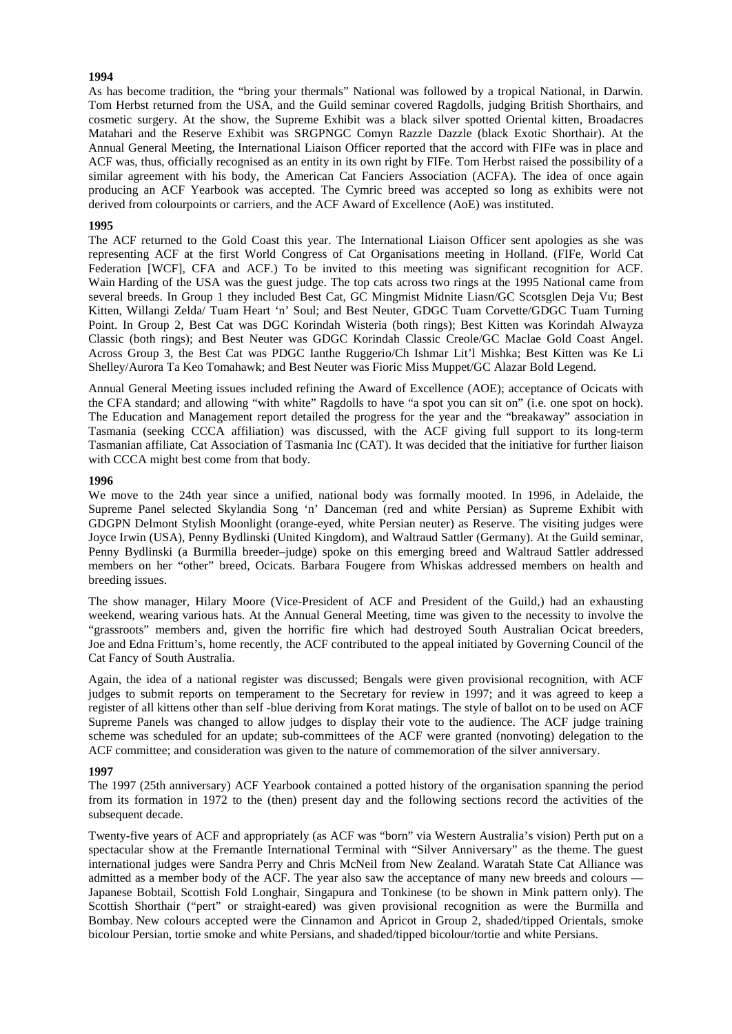**1994**

As has become tradition, the "bring your thermals" National was followed by a tropical National, in Darwin. Tom Herbst returned from the USA, and the Guild seminar covered Ragdolls, judging British Shorthairs, and cosmetic surgery. At the show, the Supreme Exhibit was a black silver spotted Oriental kitten, Broadacres Matahari and the Reserve Exhibit was SRGPNGC Comyn Razzle Dazzle (black Exotic Shorthair). At the Annual General Meeting, the International Liaison Officer reported that the accord with FIFe was in place and ACF was, thus, officially recognised as an entity in its own right by FIFe. Tom Herbst raised the possibility of a similar agreement with his body, the American Cat Fanciers Association (ACFA). The idea of once again producing an ACF Yearbook was accepted. The Cymric breed was accepted so long as exhibits were not derived from colourpoints or carriers, and the ACF Award of Excellence (AoE) was instituted.

**1995**

The ACF returned to the Gold Coast this year. The International Liaison Officer sent apologies as she was representing ACF at the first World Congress of Cat Organisations meeting in Holland. (FIFe, World Cat Federation [WCF], CFA and ACF.) To be invited to this meeting was significant recognition for ACF. Wain Harding of the USA was the guest judge. The top cats across two rings at the 1995 National came from several breeds. In Group 1 they included Best Cat, GC Mingmist Midnite Liasn/GC Scotsglen Deja Vu; Best Kitten, Willangi Zelda/ Tuam Heart 'n' Soul; and Best Neuter, GDGC Tuam Corvette/GDGC Tuam Turning Point. In Group 2, Best Cat was DGC Korindah Wisteria (both rings); Best Kitten was Korindah Alwayza Classic (both rings); and Best Neuter was GDGC Korindah Classic Creole/GC Maclae Gold Coast Angel. Across Group 3, the Best Cat was PDGC Ianthe Ruggerio/Ch Ishmar Lit'l Mishka; Best Kitten was Ke Li Shelley/Aurora Ta Keo Tomahawk; and Best Neuter was Fioric Miss Muppet/GC Alazar Bold Legend.

Annual General Meeting issues included refining the Award of Excellence (AOE); acceptance of Ocicats with the CFA standard; and allowing "with white" Ragdolls to have "a spot you can sit on" (i.e. one spot on hock). The Education and Management report detailed the progress for the year and the "breakaway" association in Tasmania (seeking CCCA affiliation) was discussed, with the ACF giving full support to its long-term Tasmanian affiliate, Cat Association of Tasmania Inc (CAT). It was decided that the initiative for further liaison with CCCA might best come from that body.

**1996**

We move to the 24th year since a unified, national body was formally mooted. In 1996, in Adelaide, the Supreme Panel selected Skylandia Song 'n' Danceman (red and white Persian) as Supreme Exhibit with GDGPN Delmont Stylish Moonlight (orange-eyed, white Persian neuter) as Reserve. The visiting judges were Joyce Irwin (USA), Penny Bydlinski (United Kingdom), and Waltraud Sattler (Germany). At the Guild seminar, Penny Bydlinski (a Burmilla breeder–judge) spoke on this emerging breed and Waltraud Sattler addressed members on her "other" breed, Ocicats. Barbara Fougere from Whiskas addressed members on health and breeding issues.

The show manager, Hilary Moore (Vice-President of ACF and President of the Guild,) had an exhausting weekend, wearing various hats. At the Annual General Meeting, time was given to the necessity to involve the "grassroots" members and, given the horrific fire which had destroyed South Australian Ocicat breeders, Joe and Edna Frittum's, home recently, the ACF contributed to the appeal initiated by Governing Council of the Cat Fancy of South Australia.

Again, the idea of a national register was discussed; Bengals were given provisional recognition, with ACF judges to submit reports on temperament to the Secretary for review in 1997; and it was agreed to keep a register of all kittens other than self -blue deriving from Korat matings. The style of ballot on to be used on ACF Supreme Panels was changed to allow judges to display their vote to the audience. The ACF judge training scheme was scheduled for an update; sub-committees of the ACF were granted (nonvoting) delegation to the ACF committee; and consideration was given to the nature of commemoration of the silver anniversary.

**1997**

The 1997 (25th anniversary) ACF Yearbook contained a potted history of the organisation spanning the period from its formation in 1972 to the (then) present day and the following sections record the activities of the subsequent decade.

Twenty-five years of ACF and appropriately (as ACF was "born" via Western Australia's vision) Perth put on a spectacular show at the Fremantle International Terminal with "Silver Anniversary" as the theme. The guest international judges were Sandra Perry and Chris McNeil from New Zealand. Waratah State Cat Alliance was admitted as a member body of the ACF. The year also saw the acceptance of many new breeds and colours — Japanese Bobtail, Scottish Fold Longhair, Singapura and Tonkinese (to be shown in Mink pattern only). The Scottish Shorthair ("pert" or straight-eared) was given provisional recognition as were the Burmilla and Bombay. New colours accepted were the Cinnamon and Apricot in Group 2, shaded/tipped Orientals, smoke bicolour Persian, tortie smoke and white Persians, and shaded/tipped bicolour/tortie and white Persians.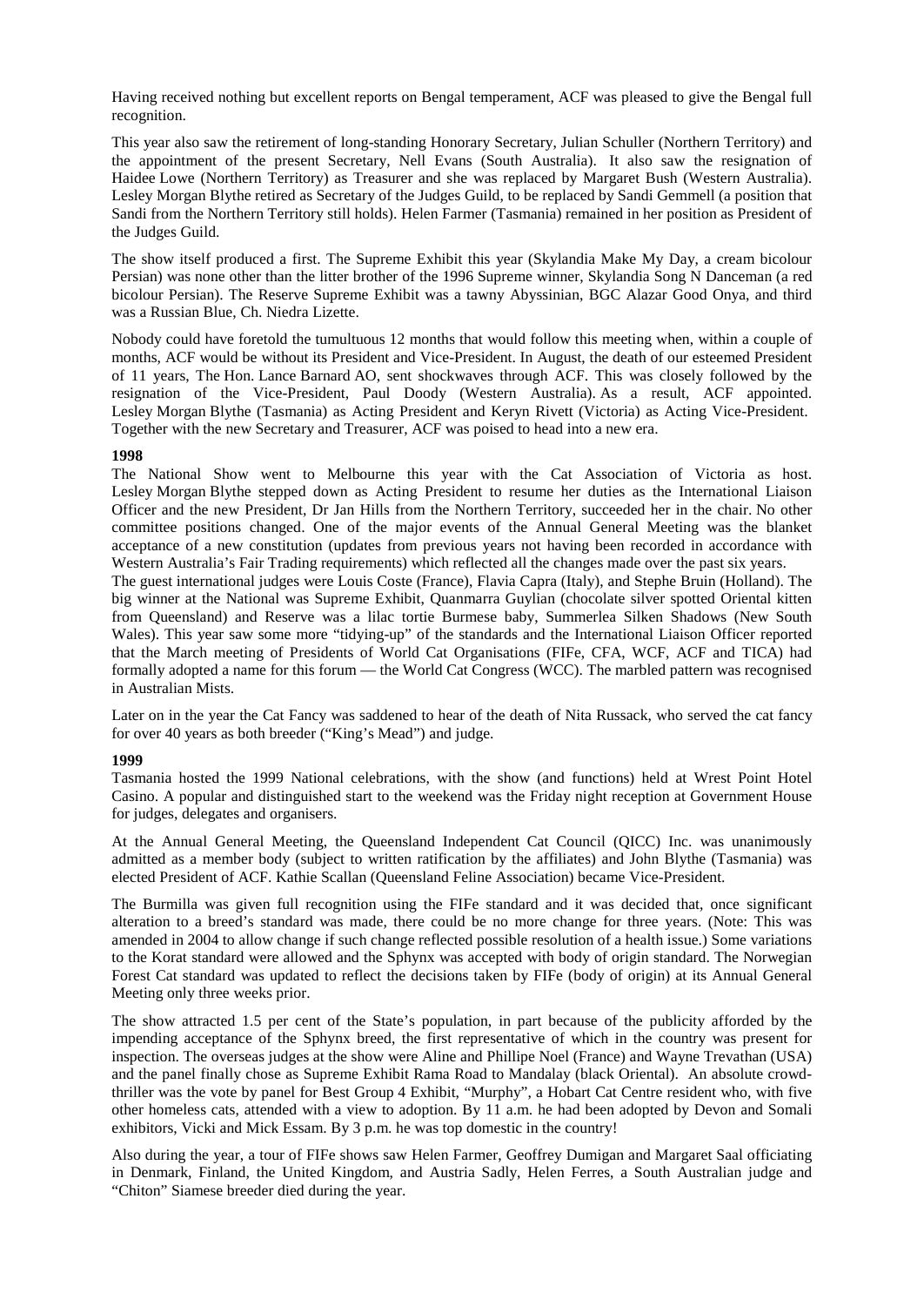Having received nothing but excellent reports on Bengal temperament, ACF was pleased to give the Bengal full recognition.

This year also saw the retirement of long-standing Honorary Secretary, Julian Schuller (Northern Territory) and the appointment of the present Secretary, Nell Evans (South Australia). It also saw the resignation of Haidee Lowe (Northern Territory) as Treasurer and she was replaced by Margaret Bush (Western Australia). Lesley Morgan Blythe retired as Secretary of the Judges Guild, to be replaced by Sandi Gemmell (a position that Sandi from the Northern Territory still holds). Helen Farmer (Tasmania) remained in her position as President of the Judges Guild.

The show itself produced a first. The Supreme Exhibit this year (Skylandia Make My Day, a cream bicolour Persian) was none other than the litter brother of the 1996 Supreme winner, Skylandia Song N Danceman (a red bicolour Persian). The Reserve Supreme Exhibit was a tawny Abyssinian, BGC Alazar Good Onya, and third was a Russian Blue, Ch. Niedra Lizette.

Nobody could have foretold the tumultuous 12 months that would follow this meeting when, within a couple of months, ACF would be without its President and Vice-President. In August, the death of our esteemed President of 11 years, The Hon. Lance Barnard AO, sent shockwaves through ACF. This was closely followed by the resignation of the Vice-President, Paul Doody (Western Australia). As a result, ACF appointed. Lesley Morgan Blythe (Tasmania) as Acting President and Keryn Rivett (Victoria) as Acting Vice-President. Together with the new Secretary and Treasurer, ACF was poised to head into a new era.

**1998**

The National Show went to Melbourne this year with the Cat Association of Victoria as host. Lesley Morgan Blythe stepped down as Acting President to resume her duties as the International Liaison Officer and the new President, Dr Jan Hills from the Northern Territory, succeeded her in the chair. No other committee positions changed. One of the major events of the Annual General Meeting was the blanket acceptance of a new constitution (updates from previous years not having been recorded in accordance with Western Australia's Fair Trading requirements) which reflected all the changes made over the past six years.

The guest international judges were Louis Coste (France), Flavia Capra (Italy), and Stephe Bruin (Holland). The big winner at the National was Supreme Exhibit, Quanmarra Guylian (chocolate silver spotted Oriental kitten from Queensland) and Reserve was a lilac tortie Burmese baby, Summerlea Silken Shadows (New South Wales). This year saw some more "tidying-up" of the standards and the International Liaison Officer reported that the March meeting of Presidents of World Cat Organisations (FIFe, CFA, WCF, ACF and TICA) had formally adopted a name for this forum — the World Cat Congress (WCC). The marbled pattern was recognised in Australian Mists.

Later on in the year the Cat Fancy was saddened to hear of the death of Nita Russack, who served the cat fancy for over 40 years as both breeder ("King's Mead") and judge.

**1999**

Tasmania hosted the 1999 National celebrations, with the show (and functions) held at Wrest Point Hotel Casino. A popular and distinguished start to the weekend was the Friday night reception at Government House for judges, delegates and organisers.

At the Annual General Meeting, the Queensland Independent Cat Council (QICC) Inc. was unanimously admitted as a member body (subject to written ratification by the affiliates) and John Blythe (Tasmania) was elected President of ACF. Kathie Scallan (Queensland Feline Association) became Vice-President.

The Burmilla was given full recognition using the FIFe standard and it was decided that, once significant alteration to a breed's standard was made, there could be no more change for three years. (Note: This was amended in 2004 to allow change if such change reflected possible resolution of a health issue.) Some variations to the Korat standard were allowed and the Sphynx was accepted with body of origin standard. The Norwegian Forest Cat standard was updated to reflect the decisions taken by FIFe (body of origin) at its Annual General Meeting only three weeks prior.

The show attracted 1.5 per cent of the State's population, in part because of the publicity afforded by the impending acceptance of the Sphynx breed, the first representative of which in the country was present for inspection. The overseas judges at the show were Aline and Phillipe Noel (France) and Wayne Trevathan (USA) and the panel finally chose as Supreme Exhibit Rama Road to Mandalay (black Oriental). An absolute crowd-thriller was the vote by panel for Best Group 4 Exhibit, "Murphy", a Hobart Cat Centre resident who, with five other homeless cats, attended with a view to adoption. By 11 a.m. he had been adopted by Devon and Somali exhibitors, Vicki and Mick Essam. By 3 p.m. he was top domestic in the country!

Also during the year, a tour of FIFe shows saw Helen Farmer, Geoffrey Dumigan and Margaret Saal officiating in Denmark, Finland, the United Kingdom, and Austria Sadly, Helen Ferres, a South Australian judge and "Chiton" Siamese breeder died during the year.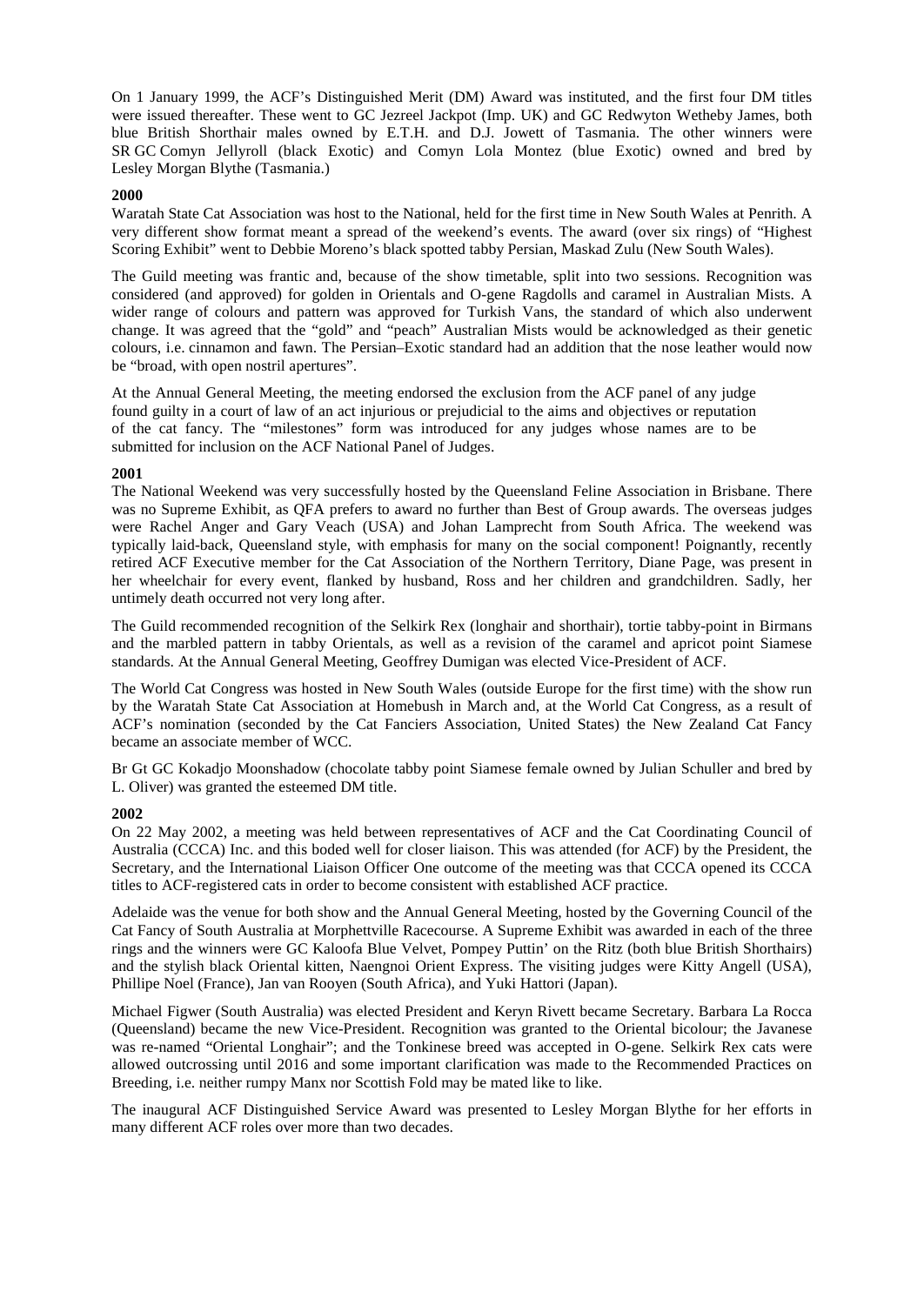On 1 January 1999, the ACF's Distinguished Merit (DM) Award was instituted, and the first four DM titles were issued thereafter. These went to GC Jezreel Jackpot (Imp. UK) and GC Redwyton Wetheby James, both blue British Shorthair males owned by E.T.H. and D.J. Jowett of Tasmania. The other winners were SR GC Comyn Jellyroll (black Exotic) and Comyn Lola Montez (blue Exotic) owned and bred by Lesley Morgan Blythe (Tasmania.)

**2000**

Waratah State Cat Association was host to the National, held for the first time in New South Wales at Penrith. A very different show format meant a spread of the weekend's events. The award (over six rings) of "Highest Scoring Exhibit" went to Debbie Moreno's black spotted tabby Persian, Maskad Zulu (New South Wales).

The Guild meeting was frantic and, because of the show timetable, split into two sessions. Recognition was considered (and approved) for golden in Orientals and O-gene Ragdolls and caramel in Australian Mists. A wider range of colours and pattern was approved for Turkish Vans, the standard of which also underwent change. It was agreed that the "gold" and "peach" Australian Mists would be acknowledged as their genetic colours, i.e. cinnamon and fawn. The Persian–Exotic standard had an addition that the nose leather would now be "broad, with open nostril apertures".

At the Annual General Meeting, the meeting endorsed the exclusion from the ACF panel of any judge found guilty in a court of law of an act injurious or prejudicial to the aims and objectives or reputation of the cat fancy. The "milestones" form was introduced for any judges whose names are to be submitted for inclusion on the ACF National Panel of Judges.

**2001**

The National Weekend was very successfully hosted by the Queensland Feline Association in Brisbane. There was no Supreme Exhibit, as QFA prefers to award no further than Best of Group awards. The overseas judges were Rachel Anger and Gary Veach (USA) and Johan Lamprecht from South Africa. The weekend was typically laid-back, Queensland style, with emphasis for many on the social component! Poignantly, recently retired ACF Executive member for the Cat Association of the Northern Territory, Diane Page, was present in her wheelchair for every event, flanked by husband, Ross and her children and grandchildren. Sadly, her untimely death occurred not very long after.

The Guild recommended recognition of the Selkirk Rex (longhair and shorthair), tortie tabby-point in Birmans and the marbled pattern in tabby Orientals, as well as a revision of the caramel and apricot point Siamese standards. At the Annual General Meeting, Geoffrey Dumigan was elected Vice-President of ACF.

The World Cat Congress was hosted in New South Wales (outside Europe for the first time) with the show run by the Waratah State Cat Association at Homebush in March and, at the World Cat Congress, as a result of ACF's nomination (seconded by the Cat Fanciers Association, United States) the New Zealand Cat Fancy became an associate member of WCC.

Br Gt GC Kokadjo Moonshadow (chocolate tabby point Siamese female owned by Julian Schuller and bred by L. Oliver) was granted the esteemed DM title.

**2002**

On 22 May 2002, a meeting was held between representatives of ACF and the Cat Coordinating Council of Australia (CCCA) Inc. and this boded well for closer liaison. This was attended (for ACF) by the President, the Secretary, and the International Liaison Officer One outcome of the meeting was that CCCA opened its CCCA titles to ACF-registered cats in order to become consistent with established ACF practice.

Adelaide was the venue for both show and the Annual General Meeting, hosted by the Governing Council of the Cat Fancy of South Australia at Morphettville Racecourse. A Supreme Exhibit was awarded in each of the three rings and the winners were GC Kaloofa Blue Velvet, Pompey Puttin' on the Ritz (both blue British Shorthairs) and the stylish black Oriental kitten, Naengnoi Orient Express. The visiting judges were Kitty Angell (USA), Phillipe Noel (France), Jan van Rooyen (South Africa), and Yuki Hattori (Japan).

Michael Figwer (South Australia) was elected President and Keryn Rivett became Secretary. Barbara La Rocca (Queensland) became the new Vice-President. Recognition was granted to the Oriental bicolour; the Javanese was re-named "Oriental Longhair"; and the Tonkinese breed was accepted in O-gene. Selkirk Rex cats were allowed outcrossing until 2016 and some important clarification was made to the Recommended Practices on Breeding, i.e. neither rumpy Manx nor Scottish Fold may be mated like to like.

The inaugural ACF Distinguished Service Award was presented to Lesley Morgan Blythe for her efforts in many different ACF roles over more than two decades.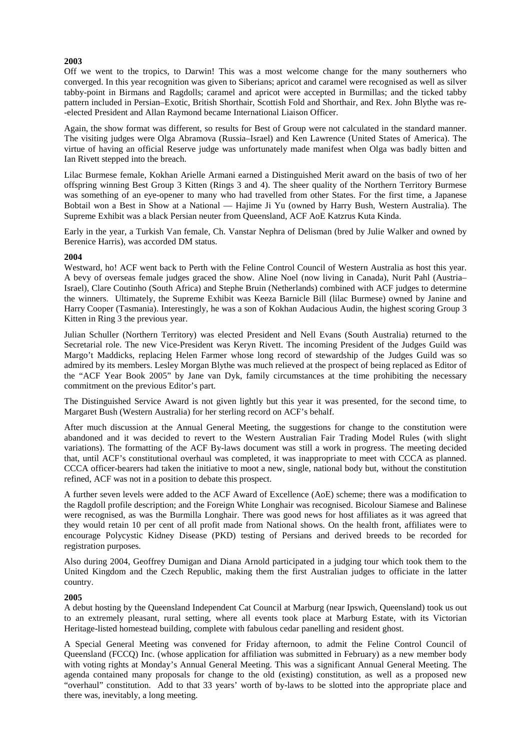**2003**

Off we went to the tropics, to Darwin! This was a most welcome change for the many southerners who converged. In this year recognition was given to Siberians; apricot and caramel were recognised as well as silver tabby-point in Birmans and Ragdolls; caramel and apricot were accepted in Burmillas; and the ticked tabby pattern included in Persian–Exotic, British Shorthair, Scottish Fold and Shorthair, and Rex. John Blythe was re--elected President and Allan Raymond became International Liaison Officer.

Again, the show format was different, so results for Best of Group were not calculated in the standard manner. The visiting judges were Olga Abramova (Russia–Israel) and Ken Lawrence (United States of America). The virtue of having an official Reserve judge was unfortunately made manifest when Olga was badly bitten and Ian Rivett stepped into the breach.

Lilac Burmese female, Kokhan Arielle Armani earned a Distinguished Merit award on the basis of two of her offspring winning Best Group 3 Kitten (Rings 3 and 4). The sheer quality of the Northern Territory Burmese was something of an eye-opener to many who had travelled from other States. For the first time, a Japanese Bobtail won a Best in Show at a National — Hajime Ji Yu (owned by Harry Bush, Western Australia). The Supreme Exhibit was a black Persian neuter from Queensland, ACF AoE Katzrus Kuta Kinda.

Early in the year, a Turkish Van female, Ch. Vanstar Nephra of Delisman (bred by Julie Walker and owned by Berenice Harris), was accorded DM status.

**2004**

Westward, ho! ACF went back to Perth with the Feline Control Council of Western Australia as host this year. A bevy of overseas female judges graced the show. Aline Noel (now living in Canada), Nurit Pahl (Austria–Israel), Clare Coutinho (South Africa) and Stephe Bruin (Netherlands) combined with ACF judges to determine the winners. Ultimately, the Supreme Exhibit was Keeza Barnicle Bill (lilac Burmese) owned by Janine and Harry Cooper (Tasmania). Interestingly, he was a son of Kokhan Audacious Audin, the highest scoring Group 3 Kitten in Ring 3 the previous year.

Julian Schuller (Northern Territory) was elected President and Nell Evans (South Australia) returned to the Secretarial role. The new Vice-President was Keryn Rivett. The incoming President of the Judges Guild was Margo't Maddicks, replacing Helen Farmer whose long record of stewardship of the Judges Guild was so admired by its members. Lesley Morgan Blythe was much relieved at the prospect of being replaced as Editor of the "ACF Year Book 2005" by Jane van Dyk, family circumstances at the time prohibiting the necessary commitment on the previous Editor's part.

The Distinguished Service Award is not given lightly but this year it was presented, for the second time, to Margaret Bush (Western Australia) for her sterling record on ACF's behalf.

After much discussion at the Annual General Meeting, the suggestions for change to the constitution were abandoned and it was decided to revert to the Western Australian Fair Trading Model Rules (with slight variations). The formatting of the ACF By-laws document was still a work in progress. The meeting decided that, until ACF's constitutional overhaul was completed, it was inappropriate to meet with CCCA as planned. CCCA officer-bearers had taken the initiative to moot a new, single, national body but, without the constitution refined, ACF was not in a position to debate this prospect.

A further seven levels were added to the ACF Award of Excellence (AoE) scheme; there was a modification to the Ragdoll profile description; and the Foreign White Longhair was recognised. Bicolour Siamese and Balinese were recognised, as was the Burmilla Longhair. There was good news for host affiliates as it was agreed that they would retain 10 per cent of all profit made from National shows. On the health front, affiliates were to encourage Polycystic Kidney Disease (PKD) testing of Persians and derived breeds to be recorded for registration purposes.

Also during 2004, Geoffrey Dumigan and Diana Arnold participated in a judging tour which took them to the United Kingdom and the Czech Republic, making them the first Australian judges to officiate in the latter country.

**2005**

A debut hosting by the Queensland Independent Cat Council at Marburg (near Ipswich, Queensland) took us out to an extremely pleasant, rural setting, where all events took place at Marburg Estate, with its Victorian Heritage-listed homestead building, complete with fabulous cedar panelling and resident ghost.

A Special General Meeting was convened for Friday afternoon, to admit the Feline Control Council of Queensland (FCCQ) Inc. (whose application for affiliation was submitted in February) as a new member body with voting rights at Monday's Annual General Meeting. This was a significant Annual General Meeting. The agenda contained many proposals for change to the old (existing) constitution, as well as a proposed new "overhaul" constitution. Add to that 33 years' worth of by-laws to be slotted into the appropriate place and there was, inevitably, a long meeting.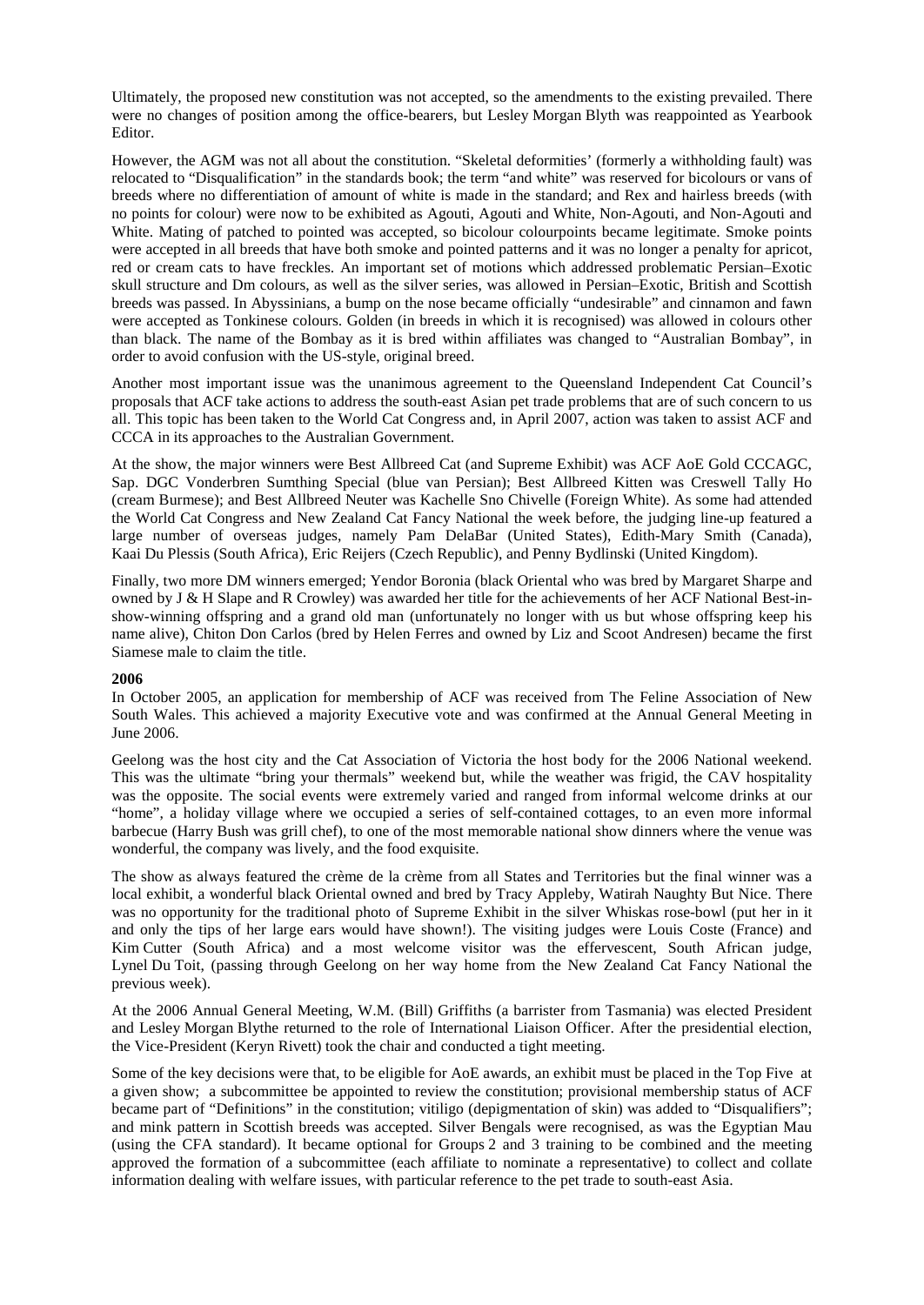Ultimately, the proposed new constitution was not accepted, so the amendments to the existing prevailed. There were no changes of position among the office-bearers, but Lesley Morgan Blyth was reappointed as Yearbook Editor.

However, the AGM was not all about the constitution. "Skeletal deformities' (formerly a withholding fault) was relocated to "Disqualification" in the standards book; the term "and white" was reserved for bicolours or vans of breeds where no differentiation of amount of white is made in the standard; and Rex and hairless breeds (with no points for colour) were now to be exhibited as Agouti, Agouti and White, Non-Agouti, and Non-Agouti and White. Mating of patched to pointed was accepted, so bicolour colourpoints became legitimate. Smoke points were accepted in all breeds that have both smoke and pointed patterns and it was no longer a penalty for apricot, red or cream cats to have freckles. An important set of motions which addressed problematic Persian–Exotic skull structure and Dm colours, as well as the silver series, was allowed in Persian–Exotic, British and Scottish breeds was passed. In Abyssinians, a bump on the nose became officially "undesirable" and cinnamon and fawn were accepted as Tonkinese colours. Golden (in breeds in which it is recognised) was allowed in colours other than black. The name of the Bombay as it is bred within affiliates was changed to "Australian Bombay", in order to avoid confusion with the US-style, original breed.

Another most important issue was the unanimous agreement to the Queensland Independent Cat Council's proposals that ACF take actions to address the south-east Asian pet trade problems that are of such concern to us all. This topic has been taken to the World Cat Congress and, in April 2007, action was taken to assist ACF and CCCA in its approaches to the Australian Government.

At the show, the major winners were Best Allbreed Cat (and Supreme Exhibit) was ACF AoE Gold CCCAGC, Sap. DGC Vonderbren Sumthing Special (blue van Persian); Best Allbreed Kitten was Creswell Tally Ho (cream Burmese); and Best Allbreed Neuter was Kachelle Sno Chivelle (Foreign White). As some had attended the World Cat Congress and New Zealand Cat Fancy National the week before, the judging line-up featured a large number of overseas judges, namely Pam DelaBar (United States), Edith-Mary Smith (Canada), Kaai Du Plessis (South Africa), Eric Reijers (Czech Republic), and Penny Bydlinski (United Kingdom).

Finally, two more DM winners emerged; Yendor Boronia (black Oriental who was bred by Margaret Sharpe and owned by J & H Slape and R Crowley) was awarded her title for the achievements of her ACF National Best-in-show-winning offspring and a grand old man (unfortunately no longer with us but whose offspring keep his name alive), Chiton Don Carlos (bred by Helen Ferres and owned by Liz and Scoot Andresen) became the first Siamese male to claim the title.

**2006**

In October 2005, an application for membership of ACF was received from The Feline Association of New South Wales. This achieved a majority Executive vote and was confirmed at the Annual General Meeting in June 2006.

Geelong was the host city and the Cat Association of Victoria the host body for the 2006 National weekend. This was the ultimate "bring your thermals" weekend but, while the weather was frigid, the CAV hospitality was the opposite. The social events were extremely varied and ranged from informal welcome drinks at our "home", a holiday village where we occupied a series of self-contained cottages, to an even more informal barbecue (Harry Bush was grill chef), to one of the most memorable national show dinners where the venue was wonderful, the company was lively, and the food exquisite.

The show as always featured the crème de la crème from all States and Territories but the final winner was a local exhibit, a wonderful black Oriental owned and bred by Tracy Appleby, Watirah Naughty But Nice. There was no opportunity for the traditional photo of Supreme Exhibit in the silver Whiskas rose-bowl (put her in it and only the tips of her large ears would have shown!). The visiting judges were Louis Coste (France) and Kim Cutter (South Africa) and a most welcome visitor was the effervescent, South African judge, Lynel Du Toit, (passing through Geelong on her way home from the New Zealand Cat Fancy National the previous week).

At the 2006 Annual General Meeting, W.M. (Bill) Griffiths (a barrister from Tasmania) was elected President and Lesley Morgan Blythe returned to the role of International Liaison Officer. After the presidential election, the Vice-President (Keryn Rivett) took the chair and conducted a tight meeting.

Some of the key decisions were that, to be eligible for AoE awards, an exhibit must be placed in the Top Five at a given show; a subcommittee be appointed to review the constitution; provisional membership status of ACF became part of "Definitions" in the constitution; vitiligo (depigmentation of skin) was added to "Disqualifiers"; and mink pattern in Scottish breeds was accepted. Silver Bengals were recognised, as was the Egyptian Mau (using the CFA standard). It became optional for Groups 2 and 3 training to be combined and the meeting approved the formation of a subcommittee (each affiliate to nominate a representative) to collect and collate information dealing with welfare issues, with particular reference to the pet trade to south-east Asia.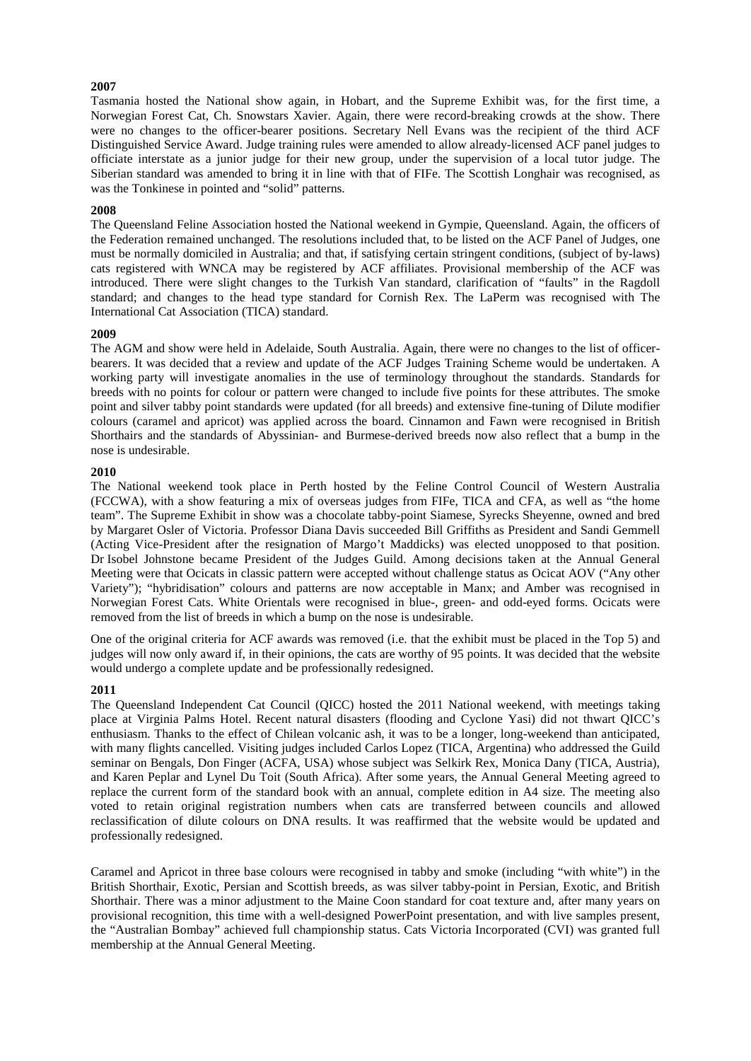**2007**

Tasmania hosted the National show again, in Hobart, and the Supreme Exhibit was, for the first time, a Norwegian Forest Cat, Ch. Snowstars Xavier. Again, there were record-breaking crowds at the show. There were no changes to the officer-bearer positions. Secretary Nell Evans was the recipient of the third ACF Distinguished Service Award. Judge training rules were amended to allow already-licensed ACF panel judges to officiate interstate as a junior judge for their new group, under the supervision of a local tutor judge. The Siberian standard was amended to bring it in line with that of FIFe. The Scottish Longhair was recognised, as was the Tonkinese in pointed and "solid" patterns.

**2008**

The Queensland Feline Association hosted the National weekend in Gympie, Queensland. Again, the officers of the Federation remained unchanged. The resolutions included that, to be listed on the ACF Panel of Judges, one must be normally domiciled in Australia; and that, if satisfying certain stringent conditions, (subject of by-laws) cats registered with WNCA may be registered by ACF affiliates. Provisional membership of the ACF was introduced. There were slight changes to the Turkish Van standard, clarification of "faults" in the Ragdoll standard; and changes to the head type standard for Cornish Rex. The LaPerm was recognised with The International Cat Association (TICA) standard.

**2009**

The AGM and show were held in Adelaide, South Australia. Again, there were no changes to the list of officer-bearers. It was decided that a review and update of the ACF Judges Training Scheme would be undertaken. A working party will investigate anomalies in the use of terminology throughout the standards. Standards for breeds with no points for colour or pattern were changed to include five points for these attributes. The smoke point and silver tabby point standards were updated (for all breeds) and extensive fine-tuning of Dilute modifier colours (caramel and apricot) was applied across the board. Cinnamon and Fawn were recognised in British Shorthairs and the standards of Abyssinian- and Burmese-derived breeds now also reflect that a bump in the nose is undesirable.

**2010**

The National weekend took place in Perth hosted by the Feline Control Council of Western Australia (FCCWA), with a show featuring a mix of overseas judges from FIFe, TICA and CFA, as well as "the home team". The Supreme Exhibit in show was a chocolate tabby-point Siamese, Syrecks Sheyenne, owned and bred by Margaret Osler of Victoria. Professor Diana Davis succeeded Bill Griffiths as President and Sandi Gemmell (Acting Vice-President after the resignation of Margo't Maddicks) was elected unopposed to that position. Dr Isobel Johnstone became President of the Judges Guild. Among decisions taken at the Annual General Meeting were that Ocicats in classic pattern were accepted without challenge status as Ocicat AOV ("Any other Variety"); "hybridisation" colours and patterns are now acceptable in Manx; and Amber was recognised in Norwegian Forest Cats. White Orientals were recognised in blue-, green- and odd-eyed forms. Ocicats were removed from the list of breeds in which a bump on the nose is undesirable.

One of the original criteria for ACF awards was removed (i.e. that the exhibit must be placed in the Top 5) and judges will now only award if, in their opinions, the cats are worthy of 95 points. It was decided that the website would undergo a complete update and be professionally redesigned.

**2011**

The Queensland Independent Cat Council (QICC) hosted the 2011 National weekend, with meetings taking place at Virginia Palms Hotel. Recent natural disasters (flooding and Cyclone Yasi) did not thwart QICC's enthusiasm. Thanks to the effect of Chilean volcanic ash, it was to be a longer, long-weekend than anticipated, with many flights cancelled. Visiting judges included Carlos Lopez (TICA, Argentina) who addressed the Guild seminar on Bengals, Don Finger (ACFA, USA) whose subject was Selkirk Rex, Monica Dany (TICA, Austria), and Karen Peplar and Lynel Du Toit (South Africa). After some years, the Annual General Meeting agreed to replace the current form of the standard book with an annual, complete edition in A4 size. The meeting also voted to retain original registration numbers when cats are transferred between councils and allowed reclassification of dilute colours on DNA results. It was reaffirmed that the website would be updated and professionally redesigned.

Caramel and Apricot in three base colours were recognised in tabby and smoke (including "with white") in the British Shorthair, Exotic, Persian and Scottish breeds, as was silver tabby-point in Persian, Exotic, and British Shorthair. There was a minor adjustment to the Maine Coon standard for coat texture and, after many years on provisional recognition, this time with a well-designed PowerPoint presentation, and with live samples present, the "Australian Bombay" achieved full championship status. Cats Victoria Incorporated (CVI) was granted full membership at the Annual General Meeting.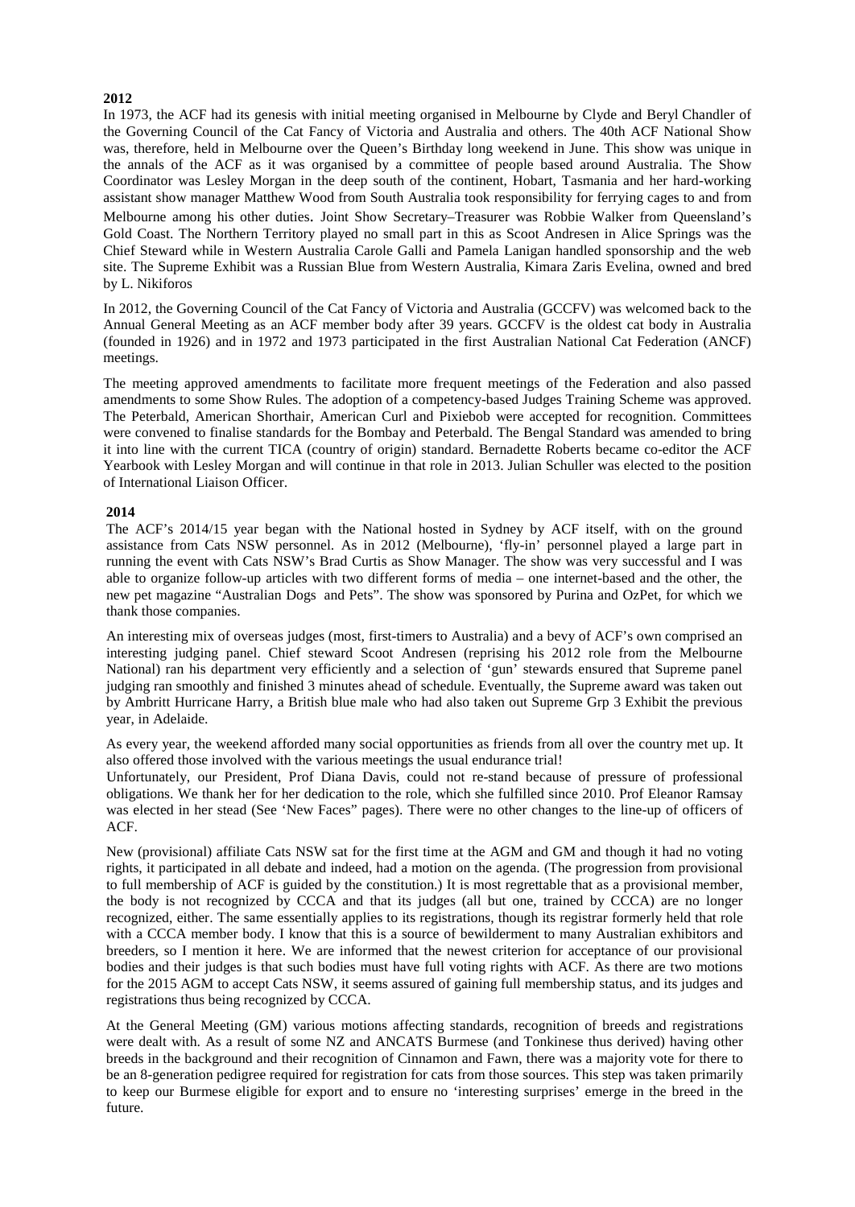**2012**

In 1973, the ACF had its genesis with initial meeting organised in Melbourne by Clyde and Beryl Chandler of the Governing Council of the Cat Fancy of Victoria and Australia and others. The 40th ACF National Show was, therefore, held in Melbourne over the Queen's Birthday long weekend in June. This show was unique in the annals of the ACF as it was organised by a committee of people based around Australia. The Show Coordinator was Lesley Morgan in the deep south of the continent, Hobart, Tasmania and her hard-working assistant show manager Matthew Wood from South Australia took responsibility for ferrying cages to and from Melbourne among his other duties. Joint Show Secretary–Treasurer was Robbie Walker from Queensland's Gold Coast. The Northern Territory played no small part in this as Scoot Andresen in Alice Springs was the Chief Steward while in Western Australia Carole Galli and Pamela Lanigan handled sponsorship and the web site. The Supreme Exhibit was a Russian Blue from Western Australia, Kimara Zaris Evelina, owned and bred by L. Nikiforos

In 2012, the Governing Council of the Cat Fancy of Victoria and Australia (GCCFV) was welcomed back to the Annual General Meeting as an ACF member body after 39 years. GCCFV is the oldest cat body in Australia (founded in 1926) and in 1972 and 1973 participated in the first Australian National Cat Federation (ANCF) meetings.

The meeting approved amendments to facilitate more frequent meetings of the Federation and also passed amendments to some Show Rules. The adoption of a competency-based Judges Training Scheme was approved. The Peterbald, American Shorthair, American Curl and Pixiebob were accepted for recognition. Committees were convened to finalise standards for the Bombay and Peterbald. The Bengal Standard was amended to bring it into line with the current TICA (country of origin) standard. Bernadette Roberts became co-editor the ACF Yearbook with Lesley Morgan and will continue in that role in 2013. Julian Schuller was elected to the position of International Liaison Officer.

**2014**

The ACF's 2014/15 year began with the National hosted in Sydney by ACF itself, with on the ground assistance from Cats NSW personnel. As in 2012 (Melbourne), 'fly-in' personnel played a large part in running the event with Cats NSW's Brad Curtis as Show Manager. The show was very successful and I was able to organize follow-up articles with two different forms of media – one internet-based and the other, the new pet magazine "Australian Dogs and Pets". The show was sponsored by Purina and OzPet, for which we thank those companies.

An interesting mix of overseas judges (most, first-timers to Australia) and a bevy of ACF's own comprised an interesting judging panel. Chief steward Scoot Andresen (reprising his 2012 role from the Melbourne National) ran his department very efficiently and a selection of 'gun' stewards ensured that Supreme panel judging ran smoothly and finished 3 minutes ahead of schedule. Eventually, the Supreme award was taken out by Ambritt Hurricane Harry, a British blue male who had also taken out Supreme Grp 3 Exhibit the previous year, in Adelaide.

As every year, the weekend afforded many social opportunities as friends from all over the country met up. It also offered those involved with the various meetings the usual endurance trial!

Unfortunately, our President, Prof Diana Davis, could not re-stand because of pressure of professional obligations. We thank her for her dedication to the role, which she fulfilled since 2010. Prof Eleanor Ramsay was elected in her stead (See 'New Faces" pages). There were no other changes to the line-up of officers of ACF.

New (provisional) affiliate Cats NSW sat for the first time at the AGM and GM and though it had no voting rights, it participated in all debate and indeed, had a motion on the agenda. (The progression from provisional to full membership of ACF is guided by the constitution.) It is most regrettable that as a provisional member, the body is not recognized by CCCA and that its judges (all but one, trained by CCCA) are no longer recognized, either. The same essentially applies to its registrations, though its registrar formerly held that role with a CCCA member body. I know that this is a source of bewilderment to many Australian exhibitors and breeders, so I mention it here. We are informed that the newest criterion for acceptance of our provisional bodies and their judges is that such bodies must have full voting rights with ACF. As there are two motions for the 2015 AGM to accept Cats NSW, it seems assured of gaining full membership status, and its judges and registrations thus being recognized by CCCA.

At the General Meeting (GM) various motions affecting standards, recognition of breeds and registrations were dealt with. As a result of some NZ and ANCATS Burmese (and Tonkinese thus derived) having other breeds in the background and their recognition of Cinnamon and Fawn, there was a majority vote for there to be an 8-generation pedigree required for registration for cats from those sources. This step was taken primarily to keep our Burmese eligible for export and to ensure no 'interesting surprises' emerge in the breed in the future.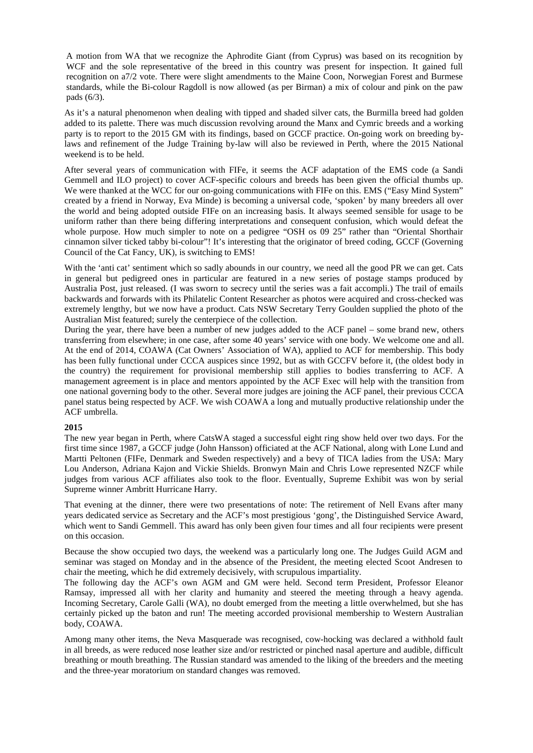A motion from WA that we recognize the Aphrodite Giant (from Cyprus) was based on its recognition by WCF and the sole representative of the breed in this country was present for inspection. It gained full recognition on a7/2 vote. There were slight amendments to the Maine Coon, Norwegian Forest and Burmese standards, while the Bi-colour Ragdoll is now allowed (as per Birman) a mix of colour and pink on the paw pads (6/3).

As it's a natural phenomenon when dealing with tipped and shaded silver cats, the Burmilla breed had golden added to its palette. There was much discussion revolving around the Manx and Cymric breeds and a working party is to report to the 2015 GM with its findings, based on GCCF practice. On-going work on breeding by-laws and refinement of the Judge Training by-law will also be reviewed in Perth, where the 2015 National weekend is to be held.

After several years of communication with FIFe, it seems the ACF adaptation of the EMS code (a Sandi Gemmell and ILO project) to cover ACF-specific colours and breeds has been given the official thumbs up. We were thanked at the WCC for our on-going communications with FIFe on this. EMS ("Easy Mind System" created by a friend in Norway, Eva Minde) is becoming a universal code, 'spoken' by many breeders all over the world and being adopted outside FIFe on an increasing basis. It always seemed sensible for usage to be uniform rather than there being differing interpretations and consequent confusion, which would defeat the whole purpose. How much simpler to note on a pedigree "OSH os 09 25" rather than "Oriental Shorthair cinnamon silver ticked tabby bi-colour"! It's interesting that the originator of breed coding, GCCF (Governing Council of the Cat Fancy, UK), is switching to EMS!

With the 'anti cat' sentiment which so sadly abounds in our country, we need all the good PR we can get. Cats in general but pedigreed ones in particular are featured in a new series of postage stamps produced by Australia Post, just released. (I was sworn to secrecy until the series was a fait accompli.) The trail of emails backwards and forwards with its Philatelic Content Researcher as photos were acquired and cross-checked was extremely lengthy, but we now have a product. Cats NSW Secretary Terry Goulden supplied the photo of the Australian Mist featured; surely the centerpiece of the collection.

During the year, there have been a number of new judges added to the ACF panel – some brand new, others transferring from elsewhere; in one case, after some 40 years' service with one body. We welcome one and all. At the end of 2014, COAWA (Cat Owners' Association of WA), applied to ACF for membership. This body has been fully functional under CCCA auspices since 1992, but as with GCCFV before it, (the oldest body in the country) the requirement for provisional membership still applies to bodies transferring to ACF. A management agreement is in place and mentors appointed by the ACF Exec will help with the transition from one national governing body to the other. Several more judges are joining the ACF panel, their previous CCCA panel status being respected by ACF. We wish COAWA a long and mutually productive relationship under the ACF umbrella.

**2015**

The new year began in Perth, where CatsWA staged a successful eight ring show held over two days. For the first time since 1987, a GCCF judge (John Hansson) officiated at the ACF National, along with Lone Lund and Martti Peltonen (FIFe, Denmark and Sweden respectively) and a bevy of TICA ladies from the USA: Mary Lou Anderson, Adriana Kajon and Vickie Shields. Bronwyn Main and Chris Lowe represented NZCF while judges from various ACF affiliates also took to the floor. Eventually, Supreme Exhibit was won by serial Supreme winner Ambritt Hurricane Harry.

That evening at the dinner, there were two presentations of note: The retirement of Nell Evans after many years dedicated service as Secretary and the ACF's most prestigious 'gong', the Distinguished Service Award, which went to Sandi Gemmell. This award has only been given four times and all four recipients were present on this occasion.

Because the show occupied two days, the weekend was a particularly long one. The Judges Guild AGM and seminar was staged on Monday and in the absence of the President, the meeting elected Scoot Andresen to chair the meeting, which he did extremely decisively, with scrupulous impartiality.

The following day the ACF's own AGM and GM were held. Second term President, Professor Eleanor Ramsay, impressed all with her clarity and humanity and steered the meeting through a heavy agenda. Incoming Secretary, Carole Galli (WA), no doubt emerged from the meeting a little overwhelmed, but she has certainly picked up the baton and run! The meeting accorded provisional membership to Western Australian body, COAWA.

Among many other items, the Neva Masquerade was recognised, cow-hocking was declared a withhold fault in all breeds, as were reduced nose leather size and/or restricted or pinched nasal aperture and audible, difficult breathing or mouth breathing. The Russian standard was amended to the liking of the breeders and the meeting and the three-year moratorium on standard changes was removed.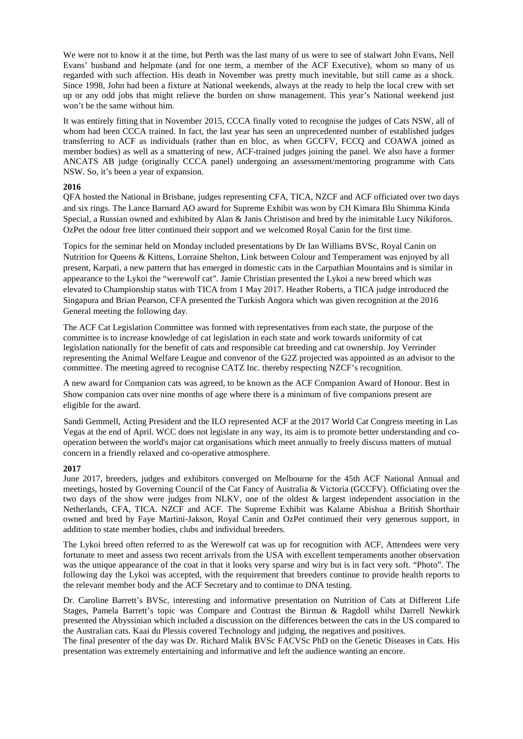We were not to know it at the time, but Perth was the last many of us were to see of stalwart John Evans, Nell Evans' husband and helpmate (and for one term, a member of the ACF Executive), whom so many of us regarded with such affection. His death in November was pretty much inevitable, but still came as a shock. Since 1998, John had been a fixture at National weekends, always at the ready to help the local crew with set up or any odd jobs that might relieve the burden on show management. This year's National weekend just won't be the same without him.

It was entirely fitting that in November 2015, CCCA finally voted to recognise the judges of Cats NSW, all of whom had been CCCA trained. In fact, the last year has seen an unprecedented number of established judges transferring to ACF as individuals (rather than en bloc, as when GCCFV, FCCQ and COAWA joined as member bodies) as well as a smattering of new, ACF-trained judges joining the panel. We also have a former ANCATS AB judge (originally CCCA panel) undergoing an assessment/mentoring programme with Cats NSW. So, it's been a year of expansion.

**2016**

QFA hosted the National in Brisbane, judges representing CFA, TICA, NZCF and ACF officiated over two days and six rings. The Lance Barnard AO award for Supreme Exhibit was won by CH Kimara Blu Shimma Kinda Special, a Russian owned and exhibited by Alan & Janis Christison and bred by the inimitable Lucy Nikiforos. OzPet the odour free litter continued their support and we welcomed Royal Canin for the first time.

Topics for the seminar held on Monday included presentations by Dr Ian Williams BVSc, Royal Canin on Nutrition for Queens & Kittens, Lorraine Shelton, Link between Colour and Temperament was enjoyed by all present, Karpati, a new pattern that has emerged in domestic cats in the Carpathian Mountains and is similar in appearance to the Lykoi the "werewolf cat". Jamie Christian presented the Lykoi a new breed which was elevated to Championship status with TICA from 1 May 2017. Heather Roberts, a TICA judge introduced the Singapura and Brian Pearson, CFA presented the Turkish Angora which was given recognition at the 2016 General meeting the following day.

The ACF Cat Legislation Committee was formed with representatives from each state, the purpose of the committee is to increase knowledge of cat legislation in each state and work towards uniformity of cat legislation nationally for the benefit of cats and responsible cat breeding and cat ownership. Joy Verrinder representing the Animal Welfare League and convenor of the G2Z projected was appointed as an advisor to the committee. The meeting agreed to recognise CATZ Inc. thereby respecting NZCF's recognition.

A new award for Companion cats was agreed, to be known as the ACF Companion Award of Honour. Best in Show companion cats over nine months of age where there is a minimum of five companions present are eligible for the award.

Sandi Gemmell, Acting President and the ILO represented ACF at the 2017 World Cat Congress meeting in Las Vegas at the end of April. WCC does not legislate in any way, its aim is to promote better understanding and co-operation between the world's major cat organisations which meet annually to freely discuss matters of mutual concern in a friendly relaxed and co-operative atmosphere.

**2017**

June 2017, breeders, judges and exhibitors converged on Melbourne for the 45th ACF National Annual and meetings, hosted by Governing Council of the Cat Fancy of Australia & Victoria (GCCFV). Officiating over the two days of the show were judges from NLKV, one of the oldest & largest independent association in the Netherlands, CFA, TICA. NZCF and ACF. The Supreme Exhibit was Kalame Abishua a British Shorthair owned and bred by Faye Martini-Jakson, Royal Canin and OzPet continued their very generous support, in addition to state member bodies, clubs and individual breeders.

The Lykoi breed often referred to as the Werewolf cat was up for recognition with ACF, Attendees were very fortunate to meet and assess two recent arrivals from the USA with excellent temperaments another observation was the unique appearance of the coat in that it looks very sparse and wiry but is in fact very soft. "Photo". The following day the Lykoi was accepted, with the requirement that breeders continue to provide health reports to the relevant member body and the ACF Secretary and to continue to DNA testing.

Dr. Caroline Barrett's BVSc, interesting and informative presentation on Nutrition of Cats at Different Life Stages, Pamela Barrett's topic was Compare and Contrast the Birman & Ragdoll whilst Darrell Newkirk presented the Abyssinian which included a discussion on the differences between the cats in the US compared to the Australian cats. Kaai du Plessis covered Technology and judging, the negatives and positives.

The final presenter of the day was Dr. Richard Malik BVSc FACVSc PhD on the Genetic Diseases in Cats. His presentation was extremely entertaining and informative and left the audience wanting an encore.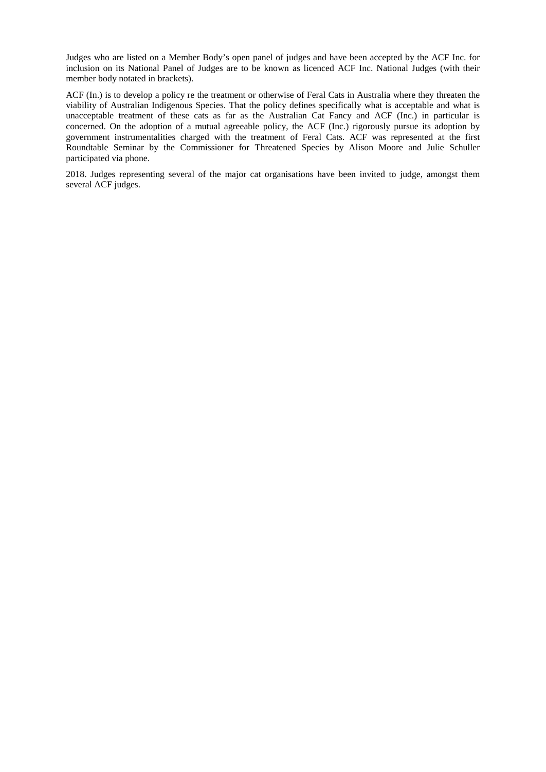Judges who are listed on a Member Body's open panel of judges and have been accepted by the ACF Inc. for inclusion on its National Panel of Judges are to be known as licenced ACF Inc. National Judges (with their member body notated in brackets).

ACF (In.) is to develop a policy re the treatment or otherwise of Feral Cats in Australia where they threaten the viability of Australian Indigenous Species. That the policy defines specifically what is acceptable and what is unacceptable treatment of these cats as far as the Australian Cat Fancy and ACF (Inc.) in particular is concerned. On the adoption of a mutual agreeable policy, the ACF (Inc.) rigorously pursue its adoption by government instrumentalities charged with the treatment of Feral Cats. ACF was represented at the first Roundtable Seminar by the Commissioner for Threatened Species by Alison Moore and Julie Schuller participated via phone.

2018. Judges representing several of the major cat organisations have been invited to judge, amongst them several ACF judges.